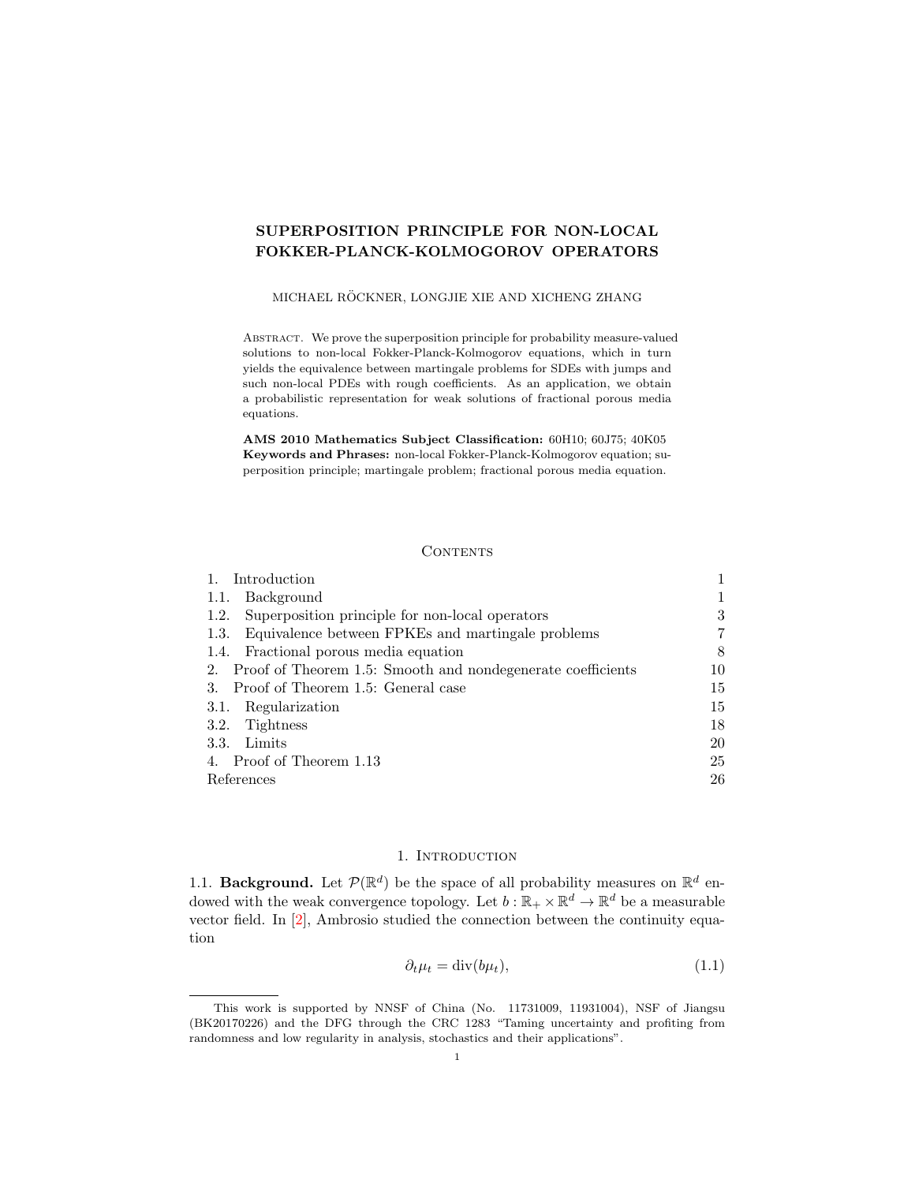# SUPERPOSITION PRINCIPLE FOR NON-LOCAL FOKKER-PLANCK-KOLMOGOROV OPERATORS

MICHAEL RÖCKNER, LONGJIE XIE AND XICHENG ZHANG

Abstract. We prove the superposition principle for probability measure-valued solutions to non-local Fokker-Planck-Kolmogorov equations, which in turn yields the equivalence between martingale problems for SDEs with jumps and such non-local PDEs with rough coefficients. As an application, we obtain a probabilistic representation for weak solutions of fractional porous media equations.

**AMS 2010 Mathematics Subject Classification:** 60H10; 60J75; 40K05
**Keywords and Phrases:** non-local Fokker-Planck-Kolmogorov equation; superposition principle; martingale problem; fractional porous media equation.

## Contents

| | |
|---|---|
| 1. Introduction | 1 |
| 1.1. Background | 1 |
| 1.2. Superposition principle for non-local operators | 3 |
| 1.3. Equivalence between FPKEs and martingale problems | 7 |
| 1.4. Fractional porous media equation | 8 |
| 2. Proof of Theorem 1.5: Smooth and nondegenerate coefficients | 10 |
| 3. Proof of Theorem 1.5: General case | 15 |
| 3.1. Regularization | 15 |
| 3.2. Tightness | 18 |
| 3.3. Limits | 20 |
| 4. Proof of Theorem 1.13 | 25 |
| References | 26 |

## 1. Introduction

1.1. **Background.** Let $\mathcal{P}(\mathbb{R}^d)$ be the space of all probability measures on $\mathbb{R}^d$ endowed with the weak convergence topology. Let $b : \mathbb{R}_+ \times \mathbb{R}^d \to \mathbb{R}^d$ be a measurable vector field. In [2], Ambrosio studied the connection between the continuity equation

$$\partial_t \mu_t = \mathrm{div}(b\mu_t), \tag{1.1}$$

This work is supported by NNSF of China (No. 11731009, 11931004), NSF of Jiangsu (BK20170226) and the DFG through the CRC 1283 "Taming uncertainty and profiting from randomness and low regularity in analysis, stochastics and their applications".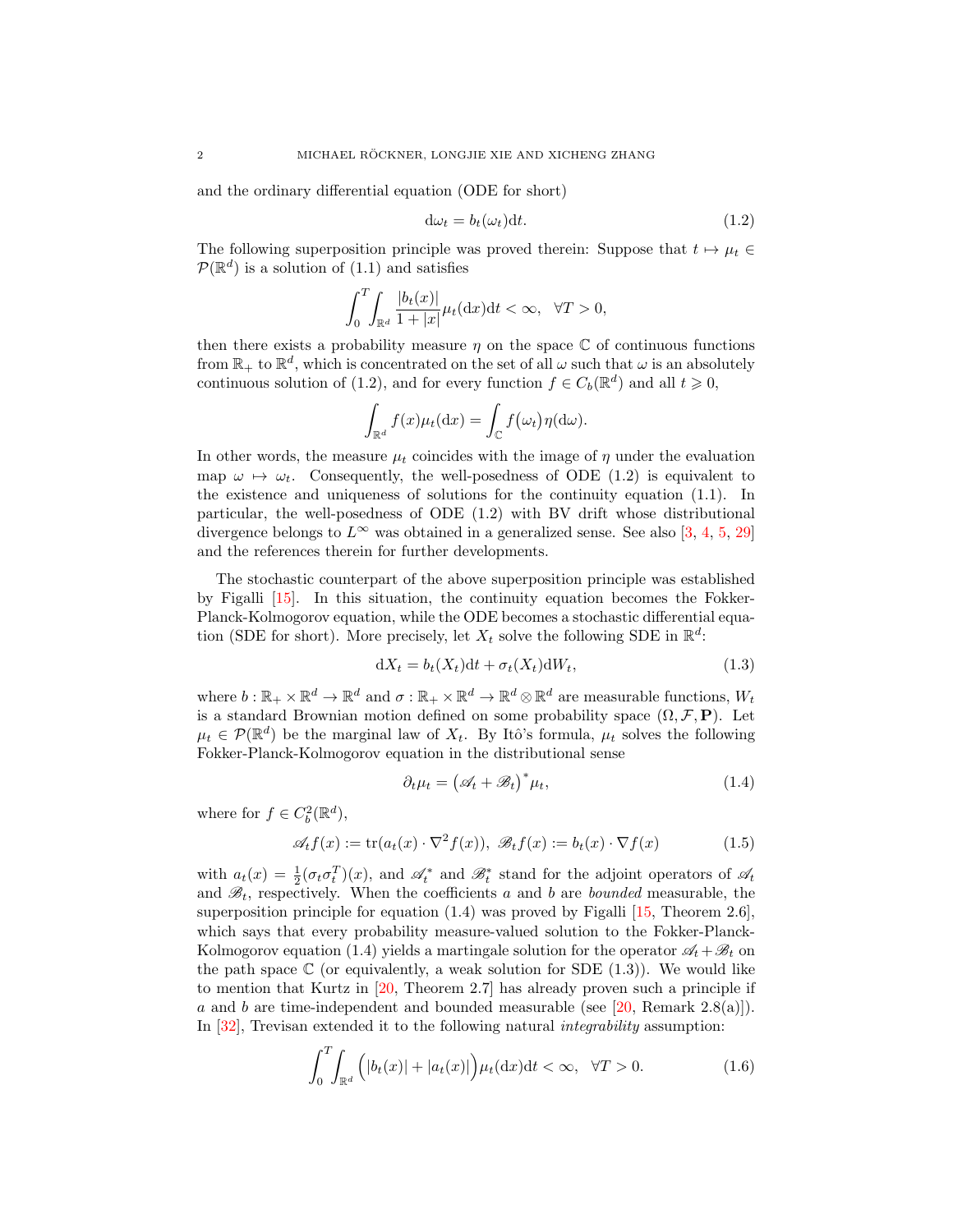and the ordinary differential equation (ODE for short)

$$
\mathrm{d}\omega_t = b_t(\omega_t)\mathrm{d}t. \tag{1.2}
$$

The following superposition principle was proved therein: Suppose that $t \mapsto \mu_t \in \mathcal{P}(\mathbb{R}^d)$ is a solution of (1.1) and satisfies

$$
\int_0^T \int_{\mathbb{R}^d} \frac{|b_t(x)|}{1+|x|} \mu_t(\mathrm{d}x)\mathrm{d}t < \infty, \quad \forall T > 0,
$$

then there exists a probability measure $\eta$ on the space $\mathbb{C}$ of continuous functions from $\mathbb{R}_+$ to $\mathbb{R}^d$, which is concentrated on the set of all $\omega$ such that $\omega$ is an absolutely continuous solution of (1.2), and for every function $f \in C_b(\mathbb{R}^d)$ and all $t \geqslant 0$,

$$
\int_{\mathbb{R}^d} f(x)\mu_t(\mathrm{d}x) = \int_{\mathbb{C}} f\big(\omega_t\big)\eta(\mathrm{d}\omega).
$$

In other words, the measure $\mu_t$ coincides with the image of $\eta$ under the evaluation map $\omega \mapsto \omega_t$. Consequently, the well-posedness of ODE (1.2) is equivalent to the existence and uniqueness of solutions for the continuity equation (1.1). In particular, the well-posedness of ODE (1.2) with BV drift whose distributional divergence belongs to $L^\infty$ was obtained in a generalized sense. See also [3, 4, 5, 29] and the references therein for further developments.

The stochastic counterpart of the above superposition principle was established by Figalli [15]. In this situation, the continuity equation becomes the Fokker-Planck-Kolmogorov equation, while the ODE becomes a stochastic differential equation (SDE for short). More precisely, let $X_t$ solve the following SDE in $\mathbb{R}^d$:

$$
\mathrm{d}X_t = b_t(X_t)\mathrm{d}t + \sigma_t(X_t)\mathrm{d}W_t, \tag{1.3}
$$

where $b : \mathbb{R}_+ \times \mathbb{R}^d \to \mathbb{R}^d$ and $\sigma : \mathbb{R}_+ \times \mathbb{R}^d \to \mathbb{R}^d \otimes \mathbb{R}^d$ are measurable functions, $W_t$ is a standard Brownian motion defined on some probability space $(\Omega, \mathcal{F}, \mathbf{P})$. Let $\mu_t \in \mathcal{P}(\mathbb{R}^d)$ be the marginal law of $X_t$. By Itô's formula, $\mu_t$ solves the following Fokker-Planck-Kolmogorov equation in the distributional sense

$$
\partial_t \mu_t = \big(\mathscr{A}_t + \mathscr{B}_t\big)^* \mu_t, \tag{1.4}
$$

where for $f \in C_b^2(\mathbb{R}^d)$,

$$
\mathscr{A}_t f(x) := \mathrm{tr}(a_t(x) \cdot \nabla^2 f(x)), \ \mathscr{B}_t f(x) := b_t(x) \cdot \nabla f(x) \tag{1.5}
$$

with $a_t(x) = \frac{1}{2}(\sigma_t \sigma_t^T)(x)$, and $\mathscr{A}_t^*$ and $\mathscr{B}_t^*$ stand for the adjoint operators of $\mathscr{A}_t$ and $\mathscr{B}_t$, respectively. When the coefficients $a$ and $b$ are *bounded* measurable, the superposition principle for equation (1.4) was proved by Figalli [15, Theorem 2.6], which says that every probability measure-valued solution to the Fokker-Planck-Kolmogorov equation (1.4) yields a martingale solution for the operator $\mathscr{A}_t + \mathscr{B}_t$ on the path space $\mathbb{C}$ (or equivalently, a weak solution for SDE (1.3)). We would like to mention that Kurtz in [20, Theorem 2.7] has already proven such a principle if $a$ and $b$ are time-independent and bounded measurable (see [20, Remark 2.8(a)]). In [32], Trevisan extended it to the following natural *integrability* assumption:

$$
\int_0^T \int_{\mathbb{R}^d} \Big(|b_t(x)| + |a_t(x)|\Big)\mu_t(\mathrm{d}x)\mathrm{d}t < \infty, \quad \forall T > 0. \tag{1.6}
$$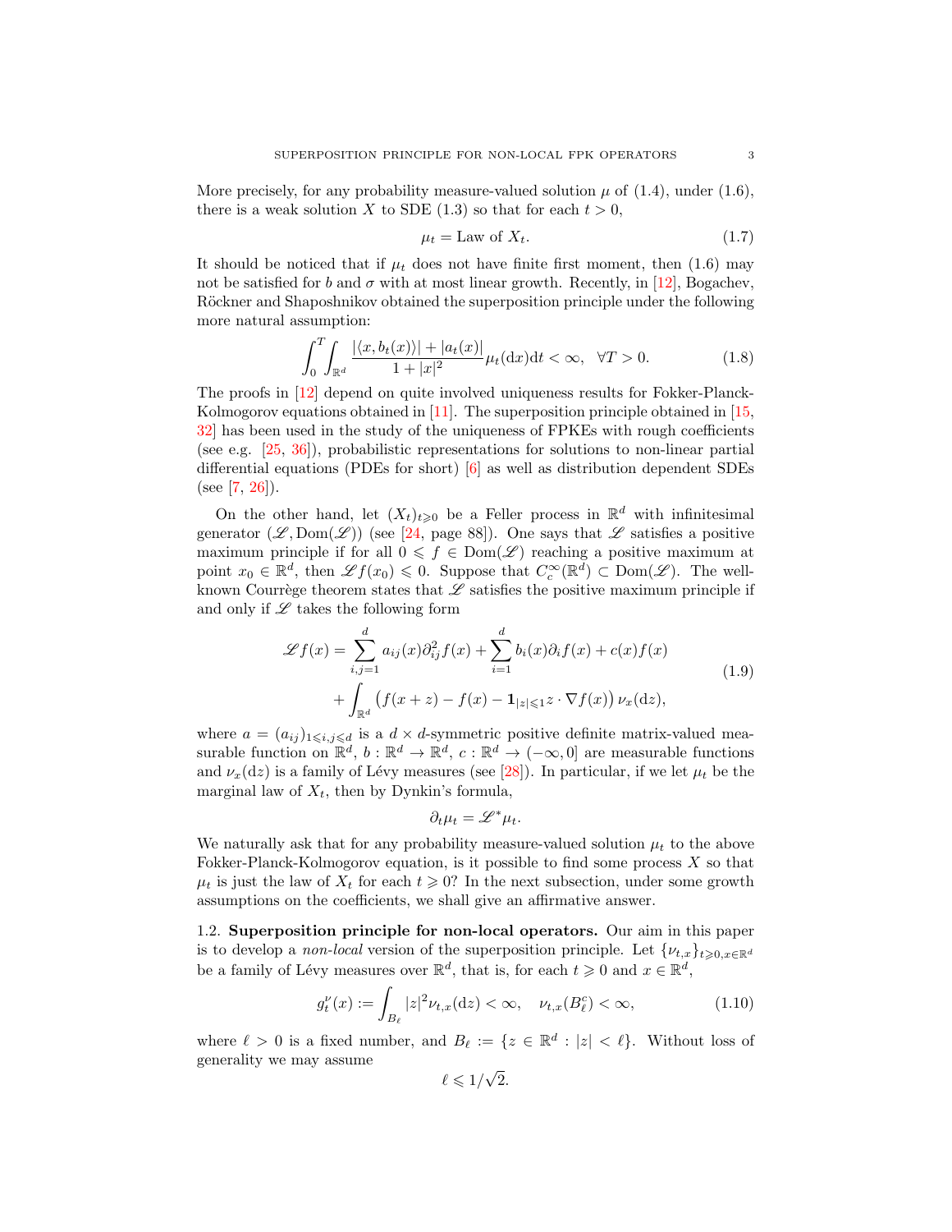More precisely, for any probability measure-valued solution $\mu$ of (1.4), under (1.6), there is a weak solution $X$ to SDE (1.3) so that for each $t > 0$,

$$\mu_t = \text{Law of } X_t. \tag{1.7}$$

It should be noticed that if $\mu_t$ does not have finite first moment, then (1.6) may not be satisfied for $b$ and $\sigma$ with at most linear growth. Recently, in [12], Bogachev, Röckner and Shaposhnikov obtained the superposition principle under the following more natural assumption:

$$\int_0^T \int_{\mathbb{R}^d} \frac{|\langle x, b_t(x)\rangle| + |a_t(x)|}{1+|x|^2} \mu_t(\mathrm{d}x)\mathrm{d}t < \infty, \quad \forall T > 0. \tag{1.8}$$

The proofs in [12] depend on quite involved uniqueness results for Fokker-Planck-Kolmogorov equations obtained in [11]. The superposition principle obtained in [15, 32] has been used in the study of the uniqueness of FPKEs with rough coefficients (see e.g. [25, 36]), probabilistic representations for solutions to non-linear partial differential equations (PDEs for short) [6] as well as distribution dependent SDEs (see [7, 26]).

On the other hand, let $(X_t)_{t\geqslant 0}$ be a Feller process in $\mathbb{R}^d$ with infinitesimal generator $(\mathscr{L}, \mathrm{Dom}(\mathscr{L}))$ (see [24, page 88]). One says that $\mathscr{L}$ satisfies a positive maximum principle if for all $0 \leqslant f \in \mathrm{Dom}(\mathscr{L})$ reaching a positive maximum at point $x_0 \in \mathbb{R}^d$, then $\mathscr{L} f(x_0) \leqslant 0$. Suppose that $C_c^\infty(\mathbb{R}^d) \subset \mathrm{Dom}(\mathscr{L})$. The well-known Courrège theorem states that $\mathscr{L}$ satisfies the positive maximum principle if and only if $\mathscr{L}$ takes the following form

$$\begin{aligned}
\mathscr{L} f(x) = &\sum_{i,j=1}^d a_{ij}(x)\partial_{ij}^2 f(x) + \sum_{i=1}^d b_i(x)\partial_i f(x) + c(x)f(x) \\
&+ \int_{\mathbb{R}^d} \big(f(x+z) - f(x) - \mathbf{1}_{|z|\leqslant 1} z\cdot\nabla f(x)\big)\,\nu_x(\mathrm{d}z),
\end{aligned} \tag{1.9}$$

where $a = (a_{ij})_{1\leqslant i,j\leqslant d}$ is a $d\times d$-symmetric positive definite matrix-valued measurable function on $\mathbb{R}^d$, $b : \mathbb{R}^d \to \mathbb{R}^d$, $c : \mathbb{R}^d \to (-\infty, 0]$ are measurable functions and $\nu_x(\mathrm{d}z)$ is a family of Lévy measures (see [28]). In particular, if we let $\mu_t$ be the marginal law of $X_t$, then by Dynkin's formula,

$$\partial_t \mu_t = \mathscr{L}^* \mu_t.$$

We naturally ask that for any probability measure-valued solution $\mu_t$ to the above Fokker-Planck-Kolmogorov equation, is it possible to find some process $X$ so that $\mu_t$ is just the law of $X_t$ for each $t \geqslant 0$? In the next subsection, under some growth assumptions on the coefficients, we shall give an affirmative answer.

### 1.2. Superposition principle for non-local operators.

Our aim in this paper is to develop a *non-local* version of the superposition principle. Let $\{\nu_{t,x}\}_{t\geqslant 0, x\in\mathbb{R}^d}$ be a family of Lévy measures over $\mathbb{R}^d$, that is, for each $t \geqslant 0$ and $x \in \mathbb{R}^d$,

$$g_t^\nu(x) := \int_{B_\ell} |z|^2 \nu_{t,x}(\mathrm{d}z) < \infty, \quad \nu_{t,x}(B_\ell^c) < \infty, \tag{1.10}$$

where $\ell > 0$ is a fixed number, and $B_\ell := \{z \in \mathbb{R}^d : |z| < \ell\}$. Without loss of generality we may assume

$$\ell \leqslant 1/\sqrt{2}.$$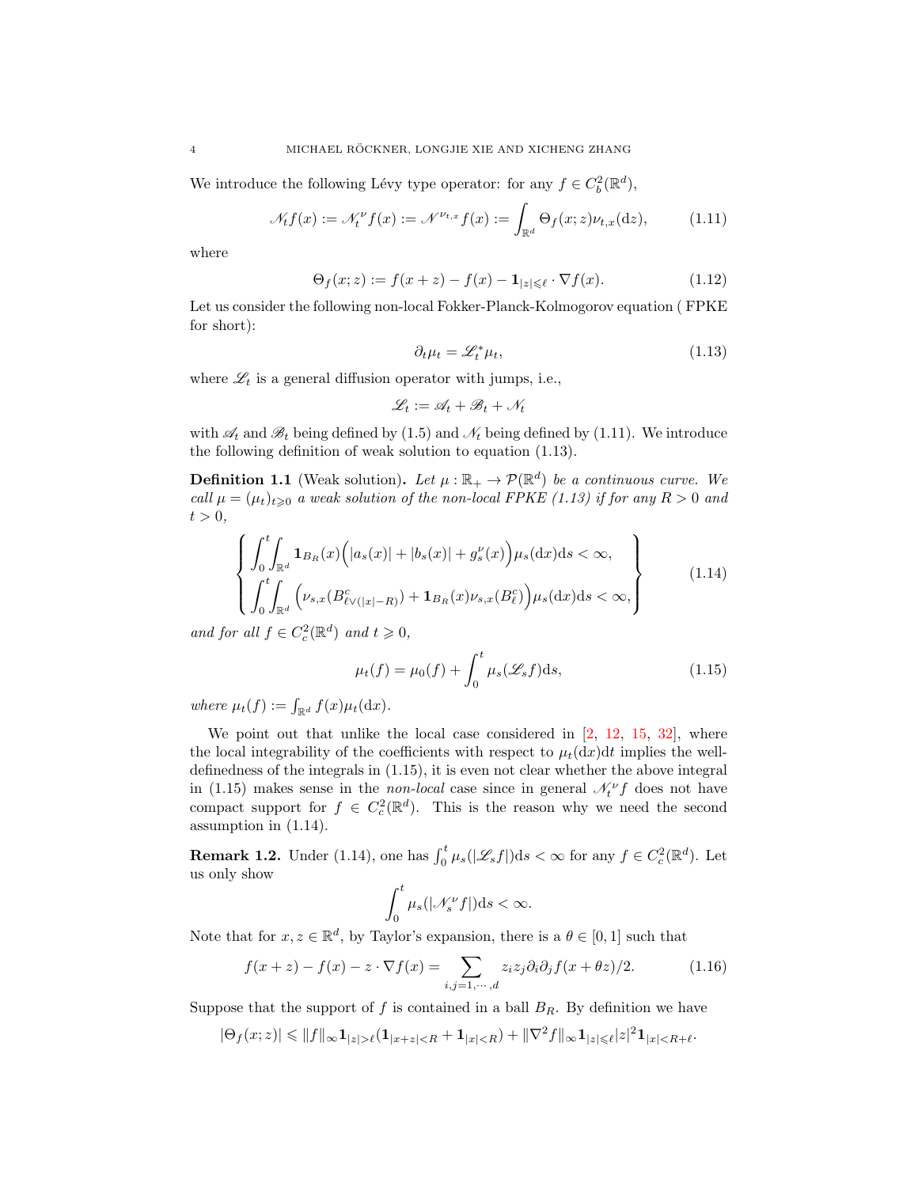We introduce the following Lévy type operator: for any $f \in C_b^2(\mathbb{R}^d)$,

$$
\mathscr{N}_t f(x) := \mathscr{N}_t^\nu f(x) := \mathscr{N}^{\nu_{t,x}} f(x) := \int_{\mathbb{R}^d} \Theta_f(x; z) \nu_{t,x}(\mathrm{d}z), \tag{1.11}
$$

where

$$
\Theta_f(x; z) := f(x+z) - f(x) - \mathbf{1}_{|z| \leqslant \ell} \cdot \nabla f(x). \tag{1.12}
$$

Let us consider the following non-local Fokker-Planck-Kolmogorov equation ( FPKE for short):

$$
\partial_t \mu_t = \mathscr{L}_t^* \mu_t, \tag{1.13}
$$

where $\mathscr{L}_t$ is a general diffusion operator with jumps, i.e.,

$$
\mathscr{L}_t := \mathscr{A}_t + \mathscr{B}_t + \mathscr{N}_t
$$

with $\mathscr{A}_t$ and $\mathscr{B}_t$ being defined by (1.5) and $\mathscr{N}_t$ being defined by (1.11). We introduce the following definition of weak solution to equation (1.13).

**Definition 1.1** (Weak solution). *Let $\mu : \mathbb{R}_+ \to \mathcal{P}(\mathbb{R}^d)$ be a continuous curve. We call $\mu = (\mu_t)_{t \geqslant 0}$ a weak solution of the non-local FPKE (1.13) if for any $R > 0$ and $t > 0$,*

$$
\left\{
\begin{aligned}
&\int_0^t \int_{\mathbb{R}^d} \mathbf{1}_{B_R}(x) \Big( |a_s(x)| + |b_s(x)| + g_s^\nu(x) \Big) \mu_s(\mathrm{d}x) \mathrm{d}s < \infty, \\
&\int_0^t \int_{\mathbb{R}^d} \Big( \nu_{s,x}(B^c_{\ell \vee (|x| - R)}) + \mathbf{1}_{B_R}(x) \nu_{s,x}(B^c_\ell) \Big) \mu_s(\mathrm{d}x) \mathrm{d}s < \infty,
\end{aligned}
\right\} \tag{1.14}
$$

*and for all $f \in C_c^2(\mathbb{R}^d)$ and $t \geqslant 0$,*

$$
\mu_t(f) = \mu_0(f) + \int_0^t \mu_s(\mathscr{L}_s f) \mathrm{d}s, \tag{1.15}
$$

*where $\mu_t(f) := \int_{\mathbb{R}^d} f(x) \mu_t(\mathrm{d}x)$.*

We point out that unlike the local case considered in [2, 12, 15, 32], where the local integrability of the coefficients with respect to $\mu_t(\mathrm{d}x)\mathrm{d}t$ implies the well-definedness of the integrals in (1.15), it is even not clear whether the above integral in (1.15) makes sense in the *non-local* case since in general $\mathscr{N}_t^\nu f$ does not have compact support for $f \in C_c^2(\mathbb{R}^d)$. This is the reason why we need the second assumption in (1.14).

**Remark 1.2.** Under (1.14), one has $\int_0^t \mu_s(|\mathscr{L}_s f|) \mathrm{d}s < \infty$ for any $f \in C_c^2(\mathbb{R}^d)$. Let us only show

$$
\int_0^t \mu_s(|\mathscr{N}_s^\nu f|) \mathrm{d}s < \infty.
$$

Note that for $x, z \in \mathbb{R}^d$, by Taylor's expansion, there is a $\theta \in [0, 1]$ such that

$$
f(x+z) - f(x) - z \cdot \nabla f(x) = \sum_{i,j=1,\cdots,d} z_i z_j \partial_i \partial_j f(x + \theta z)/2. \tag{1.16}
$$

Suppose that the support of $f$ is contained in a ball $B_R$. By definition we have

$$
|\Theta_f(x; z)| \leqslant \|f\|_\infty \mathbf{1}_{|z| > \ell} (\mathbf{1}_{|x+z| < R} + \mathbf{1}_{|x| < R}) + \|\nabla^2 f\|_\infty \mathbf{1}_{|z| \leqslant \ell} |z|^2 \mathbf{1}_{|x| < R + \ell}.
$$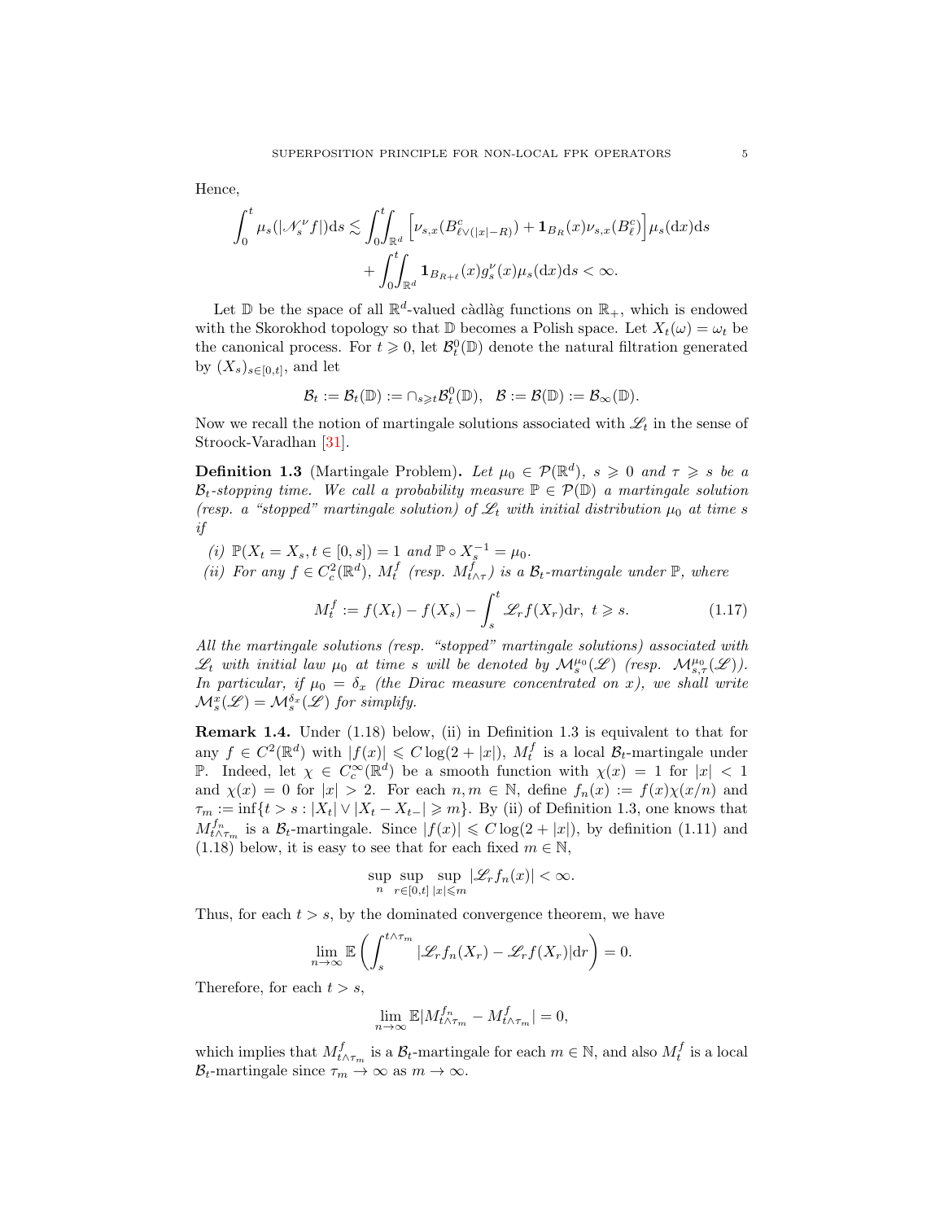Hence,

$$\int_0^t \mu_s(|\mathscr{N}_s^\nu f|)\mathrm{d}s \lesssim \int_0^t\!\!\int_{\mathbb{R}^d} \Big[\nu_{s,x}(B^c_{\ell\vee(|x|-R)}) + \mathbf{1}_{B_R}(x)\nu_{s,x}(B^c_\ell)\Big]\mu_s(\mathrm{d}x)\mathrm{d}s$$
$$+ \int_0^t\!\!\int_{\mathbb{R}^d} \mathbf{1}_{B_{R+\ell}}(x) g_s^\nu(x)\mu_s(\mathrm{d}x)\mathrm{d}s < \infty.$$

Let $\mathbb{D}$ be the space of all $\mathbb{R}^d$-valued càdlàg functions on $\mathbb{R}_+$, which is endowed with the Skorokhod topology so that $\mathbb{D}$ becomes a Polish space. Let $X_t(\omega) = \omega_t$ be the canonical process. For $t \geqslant 0$, let $\mathcal{B}_t^0(\mathbb{D})$ denote the natural filtration generated by $(X_s)_{s\in[0,t]}$, and let

$$\mathcal{B}_t := \mathcal{B}_t(\mathbb{D}) := \cap_{s\geqslant t}\mathcal{B}_t^0(\mathbb{D}), \quad \mathcal{B} := \mathcal{B}(\mathbb{D}) := \mathcal{B}_\infty(\mathbb{D}).$$

Now we recall the notion of martingale solutions associated with $\mathscr{L}_t$ in the sense of Stroock-Varadhan [31].

**Definition 1.3** (Martingale Problem)**.** *Let $\mu_0 \in \mathcal{P}(\mathbb{R}^d)$, $s \geqslant 0$ and $\tau \geqslant s$ be a $\mathcal{B}_t$-stopping time. We call a probability measure $\mathbb{P} \in \mathcal{P}(\mathbb{D})$ a martingale solution (resp. a "stopped" martingale solution) of $\mathscr{L}_t$ with initial distribution $\mu_0$ at time $s$ if*

*(i) $\mathbb{P}(X_t = X_s, t \in [0, s)) = 1$ and $\mathbb{P} \circ X_s^{-1} = \mu_0$.*

*(ii) For any $f \in C_c^2(\mathbb{R}^d)$, $M_t^f$ (resp. $M^f_{t\wedge\tau}$) is a $\mathcal{B}_t$-martingale under $\mathbb{P}$, where*

$$M_t^f := f(X_t) - f(X_s) - \int_s^t \mathscr{L}_r f(X_r)\mathrm{d}r, \ t \geqslant s. \tag{1.17}$$

*All the martingale solutions (resp. "stopped" martingale solutions) associated with $\mathscr{L}_t$ with initial law $\mu_0$ at time $s$ will be denoted by $\mathcal{M}_s^{\mu_0}(\mathscr{L})$ (resp. $\mathcal{M}_{s,\tau}^{\mu_0}(\mathscr{L})$). In particular, if $\mu_0 = \delta_x$ (the Dirac measure concentrated on $x$), we shall write $\mathcal{M}_s^x(\mathscr{L}) = \mathcal{M}_s^{\delta_x}(\mathscr{L})$ for simplify.*

**Remark 1.4.** Under (1.18) below, (ii) in Definition 1.3 is equivalent to that for any $f \in C^2(\mathbb{R}^d)$ with $|f(x)| \leqslant C\log(2 + |x|)$, $M_t^f$ is a local $\mathcal{B}_t$-martingale under $\mathbb{P}$. Indeed, let $\chi \in C_c^\infty(\mathbb{R}^d)$ be a smooth function with $\chi(x) = 1$ for $|x| < 1$ and $\chi(x) = 0$ for $|x| > 2$. For each $n, m \in \mathbb{N}$, define $f_n(x) := f(x)\chi(x/n)$ and $\tau_m := \inf\{t > s : |X_t| \vee |X_t - X_{t-}| \geqslant m\}$. By (ii) of Definition 1.3, one knows that $M^{f_n}_{t\wedge\tau_m}$ is a $\mathcal{B}_t$-martingale. Since $|f(x)| \leqslant C\log(2 + |x|)$, by definition (1.11) and (1.18) below, it is easy to see that for each fixed $m \in \mathbb{N}$,

$$\sup_n \sup_{r\in[0,t]} \sup_{|x|\leqslant m} |\mathscr{L}_r f_n(x)| < \infty.$$

Thus, for each $t > s$, by the dominated convergence theorem, we have

$$\lim_{n\to\infty} \mathbb{E}\left(\int_s^{t\wedge\tau_m} |\mathscr{L}_r f_n(X_r) - \mathscr{L}_r f(X_r)|\mathrm{d}r\right) = 0.$$

Therefore, for each $t > s$,

$$\lim_{n\to\infty} \mathbb{E}|M^{f_n}_{t\wedge\tau_m} - M^f_{t\wedge\tau_m}| = 0,$$

which implies that $M^f_{t\wedge\tau_m}$ is a $\mathcal{B}_t$-martingale for each $m \in \mathbb{N}$, and also $M_t^f$ is a local $\mathcal{B}_t$-martingale since $\tau_m \to \infty$ as $m \to \infty$.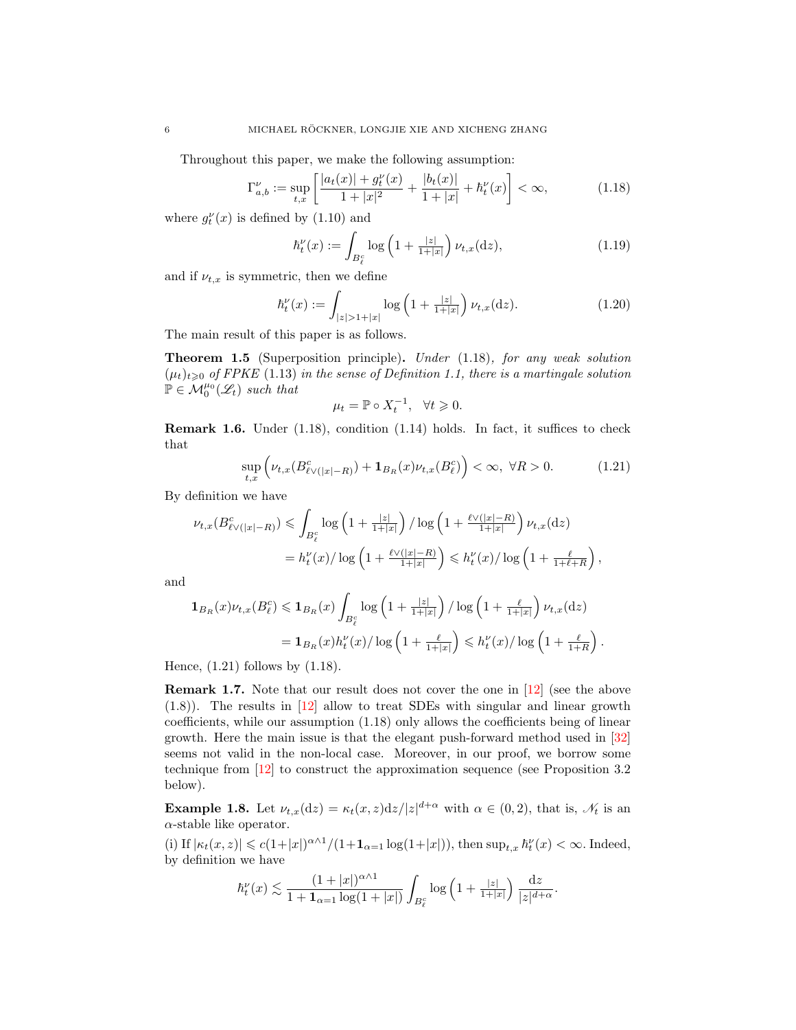Throughout this paper, we make the following assumption:

$$
\Gamma^\nu_{a,b} := \sup_{t,x}\left[\frac{|a_t(x)|+g^\nu_t(x)}{1+|x|^2}+\frac{|b_t(x)|}{1+|x|}+\hbar^\nu_t(x)\right]<\infty, \tag{1.18}
$$

where $g^\nu_t(x)$ is defined by (1.10) and

$$
\hbar^\nu_t(x) := \int_{B^c_\ell}\log\left(1+\tfrac{|z|}{1+|x|}\right)\nu_{t,x}(\mathrm{d}z), \tag{1.19}
$$

and if $\nu_{t,x}$ is symmetric, then we define

$$
\hbar^\nu_t(x) := \int_{|z|>1+|x|}\log\left(1+\tfrac{|z|}{1+|x|}\right)\nu_{t,x}(\mathrm{d}z). \tag{1.20}
$$

The main result of this paper is as follows.

**Theorem 1.5** (Superposition principle). *Under* (1.18)*, for any weak solution* $(\mu_t)_{t\geqslant 0}$ *of FPKE* (1.13) *in the sense of Definition 1.1, there is a martingale solution* $\mathbb{P}\in\mathcal{M}^{\mu_0}_0(\mathscr{L}_t)$ *such that*

$$
\mu_t=\mathbb{P}\circ X_t^{-1},\quad \forall t\geqslant 0.
$$

**Remark 1.6.** Under (1.18), condition (1.14) holds. In fact, it suffices to check that

$$
\sup_{t,x}\Big(\nu_{t,x}(B^c_{\ell\vee(|x|-R)})+\mathbf{1}_{B_R}(x)\nu_{t,x}(B^c_\ell)\Big)<\infty,\ \forall R>0. \tag{1.21}
$$

By definition we have

$$
\begin{aligned}
\nu_{t,x}(B^c_{\ell\vee(|x|-R)}) &\leqslant \int_{B^c_\ell}\log\left(1+\tfrac{|z|}{1+|x|}\right)/\log\left(1+\tfrac{\ell\vee(|x|-R)}{1+|x|}\right)\nu_{t,x}(\mathrm{d}z)\\
&= h^\nu_t(x)/\log\left(1+\tfrac{\ell\vee(|x|-R)}{1+|x|}\right)\leqslant h^\nu_t(x)/\log\left(1+\tfrac{\ell}{1+\ell+R}\right),
\end{aligned}
$$

and

$$
\begin{aligned}
\mathbf{1}_{B_R}(x)\nu_{t,x}(B^c_\ell) &\leqslant \mathbf{1}_{B_R}(x)\int_{B^c_\ell}\log\left(1+\tfrac{|z|}{1+|x|}\right)/\log\left(1+\tfrac{\ell}{1+|x|}\right)\nu_{t,x}(\mathrm{d}z)\\
&= \mathbf{1}_{B_R}(x)h^\nu_t(x)/\log\left(1+\tfrac{\ell}{1+|x|}\right)\leqslant h^\nu_t(x)/\log\left(1+\tfrac{\ell}{1+R}\right).
\end{aligned}
$$

Hence, (1.21) follows by (1.18).

**Remark 1.7.** Note that our result does not cover the one in [12] (see the above (1.8)). The results in [12] allow to treat SDEs with singular and linear growth coefficients, while our assumption (1.18) only allows the coefficients being of linear growth. Here the main issue is that the elegant push-forward method used in [32] seems not valid in the non-local case. Moreover, in our proof, we borrow some technique from [12] to construct the approximation sequence (see Proposition 3.2 below).

**Example 1.8.** Let $\nu_{t,x}(\mathrm{d}z)=\kappa_t(x,z)\mathrm{d}z/|z|^{d+\alpha}$ with $\alpha\in(0,2)$, that is, $\mathscr{N}_t$ is an $\alpha$-stable like operator.

(i) If $|\kappa_t(x,z)|\leqslant c(1+|x|)^{\alpha\wedge 1}/(1+\mathbf{1}_{\alpha=1}\log(1+|x|))$, then $\sup_{t,x}\hbar^\nu_t(x)<\infty$. Indeed, by definition we have

$$
\hbar^\nu_t(x)\lesssim\frac{(1+|x|)^{\alpha\wedge 1}}{1+\mathbf{1}_{\alpha=1}\log(1+|x|)}\int_{B^c_\ell}\log\left(1+\tfrac{|z|}{1+|x|}\right)\frac{\mathrm{d}z}{|z|^{d+\alpha}}.
$$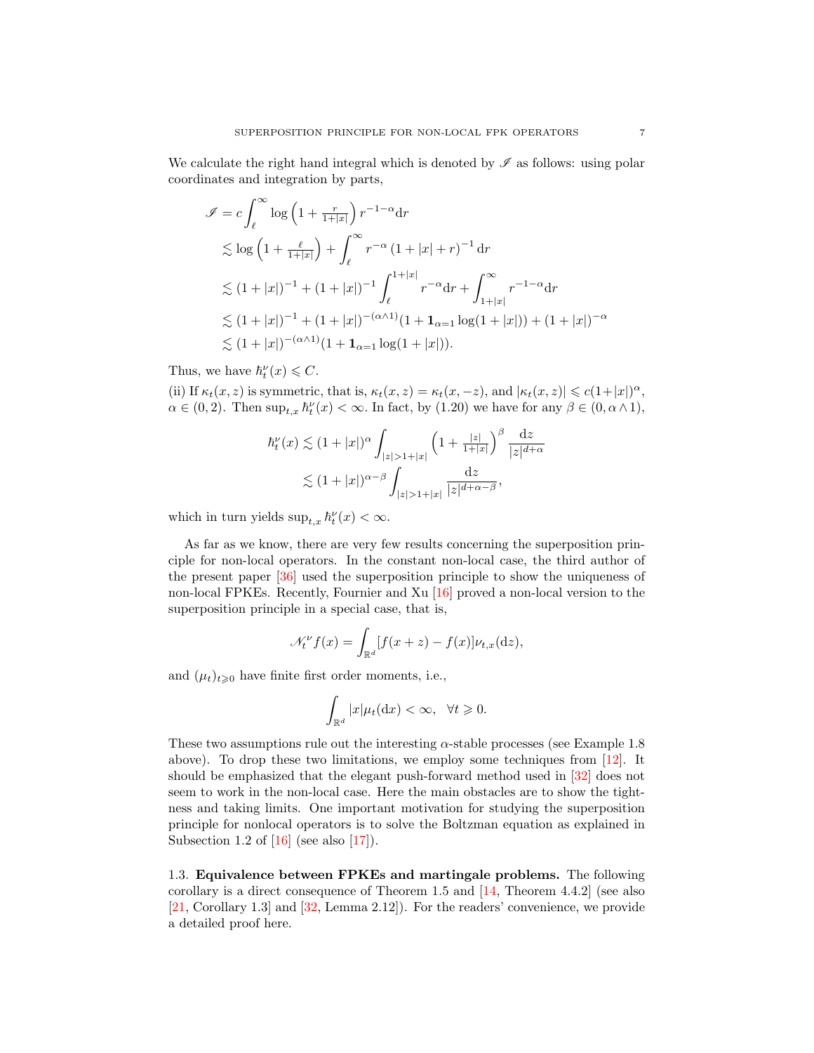We calculate the right hand integral which is denoted by $\mathscr{I}$ as follows: using polar coordinates and integration by parts,

$$
\begin{aligned}
\mathscr{I} &= c\int_\ell^\infty \log\left(1+\tfrac{r}{1+|x|}\right) r^{-1-\alpha}\mathrm{d}r \\
&\lesssim \log\left(1+\tfrac{\ell}{1+|x|}\right) + \int_\ell^\infty r^{-\alpha}\left(1+|x|+r\right)^{-1}\mathrm{d}r \\
&\lesssim (1+|x|)^{-1} + (1+|x|)^{-1}\int_\ell^{1+|x|} r^{-\alpha}\mathrm{d}r + \int_{1+|x|}^\infty r^{-1-\alpha}\mathrm{d}r \\
&\lesssim (1+|x|)^{-1} + (1+|x|)^{-(\alpha\wedge 1)}(1+\mathbf{1}_{\alpha=1}\log(1+|x|)) + (1+|x|)^{-\alpha} \\
&\lesssim (1+|x|)^{-(\alpha\wedge 1)}(1+\mathbf{1}_{\alpha=1}\log(1+|x|)).
\end{aligned}
$$

Thus, we have $\hbar_t^\nu(x) \leqslant C$.

(ii) If $\kappa_t(x,z)$ is symmetric, that is, $\kappa_t(x,z) = \kappa_t(x,-z)$, and $|\kappa_t(x,z)| \leqslant c(1+|x|)^\alpha$, $\alpha \in (0,2)$. Then $\sup_{t,x}\hbar_t^\nu(x) < \infty$. In fact, by (1.20) we have for any $\beta \in (0, \alpha\wedge 1)$,

$$
\begin{aligned}
\hbar_t^\nu(x) &\lesssim (1+|x|)^\alpha \int_{|z|>1+|x|}\left(1+\tfrac{|z|}{1+|x|}\right)^\beta \frac{\mathrm{d}z}{|z|^{d+\alpha}} \\
&\lesssim (1+|x|)^{\alpha-\beta}\int_{|z|>1+|x|}\frac{\mathrm{d}z}{|z|^{d+\alpha-\beta}},
\end{aligned}
$$

which in turn yields $\sup_{t,x}\hbar_t^\nu(x) < \infty$.

As far as we know, there are very few results concerning the superposition principle for non-local operators. In the constant non-local case, the third author of the present paper [36] used the superposition principle to show the uniqueness of non-local FPKEs. Recently, Fournier and Xu [16] proved a non-local version to the superposition principle in a special case, that is,

$$
\mathscr{N}_t^\nu f(x) = \int_{\mathbb{R}^d}[f(x+z)-f(x)]\nu_{t,x}(\mathrm{d}z),
$$

and $(\mu_t)_{t\geqslant 0}$ have finite first order moments, i.e.,

$$
\int_{\mathbb{R}^d}|x|\mu_t(\mathrm{d}x) < \infty, \quad \forall t \geqslant 0.
$$

These two assumptions rule out the interesting $\alpha$-stable processes (see Example 1.8 above). To drop these two limitations, we employ some techniques from [12]. It should be emphasized that the elegant push-forward method used in [32] does not seem to work in the non-local case. Here the main obstacles are to show the tightness and taking limits. One important motivation for studying the superposition principle for nonlocal operators is to solve the Boltzman equation as explained in Subsection 1.2 of [16] (see also [17]).

### 1.3. Equivalence between FPKEs and martingale problems.

The following corollary is a direct consequence of Theorem 1.5 and [14, Theorem 4.4.2] (see also [21, Corollary 1.3] and [32, Lemma 2.12]). For the readers' convenience, we provide a detailed proof here.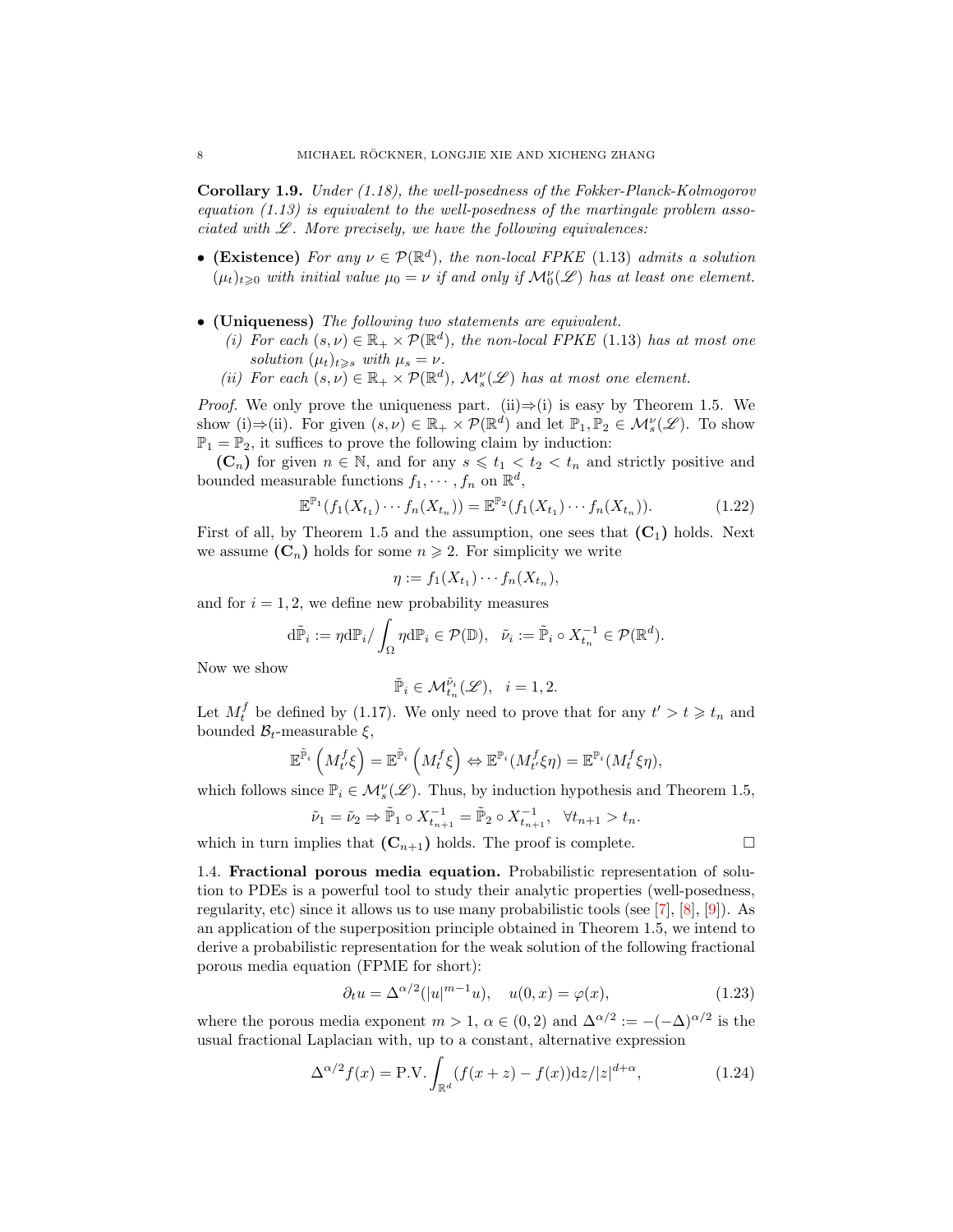**Corollary 1.9.** *Under (1.18), the well-posedness of the Fokker-Planck-Kolmogorov equation (1.13) is equivalent to the well-posedness of the martingale problem associated with $\mathscr{L}$. More precisely, we have the following equivalences:*

- **(Existence)** *For any $\nu \in \mathcal{P}(\mathbb{R}^d)$, the non-local FPKE (1.13) admits a solution $(\mu_t)_{t\geqslant 0}$ with initial value $\mu_0 = \nu$ if and only if $\mathcal{M}_0^\nu(\mathscr{L})$ has at least one element.*

- **(Uniqueness)** *The following two statements are equivalent.*
  - *(i) For each $(s,\nu) \in \mathbb{R}_+ \times \mathcal{P}(\mathbb{R}^d)$, the non-local FPKE (1.13) has at most one solution $(\mu_t)_{t\geqslant s}$ with $\mu_s = \nu$.*
  - *(ii) For each $(s,\nu) \in \mathbb{R}_+ \times \mathcal{P}(\mathbb{R}^d)$, $\mathcal{M}_s^\nu(\mathscr{L})$ has at most one element.*

*Proof.* We only prove the uniqueness part. (ii)⇒(i) is easy by Theorem 1.5. We show (i)⇒(ii). For given $(s,\nu) \in \mathbb{R}_+ \times \mathcal{P}(\mathbb{R}^d)$ and let $\mathbb{P}_1, \mathbb{P}_2 \in \mathcal{M}_s^\nu(\mathscr{L})$. To show $\mathbb{P}_1 = \mathbb{P}_2$, it suffices to prove the following claim by induction:

**($\mathbf{C}_n$)** for given $n \in \mathbb{N}$, and for any $s \leqslant t_1 < t_2 < t_n$ and strictly positive and bounded measurable functions $f_1, \cdots, f_n$ on $\mathbb{R}^d$,

$$\mathbb{E}^{\mathbb{P}_1}(f_1(X_{t_1})\cdots f_n(X_{t_n})) = \mathbb{E}^{\mathbb{P}_2}(f_1(X_{t_1})\cdots f_n(X_{t_n})). \tag{1.22}$$

First of all, by Theorem 1.5 and the assumption, one sees that **($\mathbf{C}_1$)** holds. Next we assume **($\mathbf{C}_n$)** holds for some $n \geqslant 2$. For simplicity we write

$$\eta := f_1(X_{t_1})\cdots f_n(X_{t_n}),$$

and for $i = 1, 2$, we define new probability measures

$$\mathrm{d}\tilde{\mathbb{P}}_i := \eta \mathrm{d}\mathbb{P}_i / \int_\Omega \eta \mathrm{d}\mathbb{P}_i \in \mathcal{P}(\mathbb{D}), \quad \tilde{\nu}_i := \tilde{\mathbb{P}}_i \circ X_{t_n}^{-1} \in \mathcal{P}(\mathbb{R}^d).$$

Now we show

$$\tilde{\mathbb{P}}_i \in \mathcal{M}_{t_n}^{\tilde{\nu}_i}(\mathscr{L}), \quad i = 1, 2.$$

Let $M_t^f$ be defined by (1.17). We only need to prove that for any $t' > t \geqslant t_n$ and bounded $\mathcal{B}_t$-measurable $\xi$,

$$\mathbb{E}^{\tilde{\mathbb{P}}_i}\left(M_{t'}^f \xi\right) = \mathbb{E}^{\tilde{\mathbb{P}}_i}\left(M_t^f \xi\right) \Leftrightarrow \mathbb{E}^{\mathbb{P}_i}(M_{t'}^f \xi \eta) = \mathbb{E}^{\mathbb{P}_i}(M_t^f \xi \eta),$$

which follows since $\mathbb{P}_i \in \mathcal{M}_s^\nu(\mathscr{L})$. Thus, by induction hypothesis and Theorem 1.5,

$$\tilde{\nu}_1 = \tilde{\nu}_2 \Rightarrow \tilde{\mathbb{P}}_1 \circ X_{t_{n+1}}^{-1} = \tilde{\mathbb{P}}_2 \circ X_{t_{n+1}}^{-1}, \quad \forall t_{n+1} > t_n.$$

which in turn implies that **($\mathbf{C}_{n+1}$)** holds. The proof is complete. □

## 1.4. Fractional porous media equation.

Probabilistic representation of solution to PDEs is a powerful tool to study their analytic properties (well-posedness, regularity, etc) since it allows us to use many probabilistic tools (see [7], [8], [9]). As an application of the superposition principle obtained in Theorem 1.5, we intend to derive a probabilistic representation for the weak solution of the following fractional porous media equation (FPME for short):

$$\partial_t u = \Delta^{\alpha/2}(|u|^{m-1}u), \quad u(0,x) = \varphi(x), \tag{1.23}$$

where the porous media exponent $m > 1$, $\alpha \in (0,2)$ and $\Delta^{\alpha/2} := -(-\Delta)^{\alpha/2}$ is the usual fractional Laplacian with, up to a constant, alternative expression

$$\Delta^{\alpha/2} f(x) = \mathrm{P.V.} \int_{\mathbb{R}^d} (f(x+z) - f(x)) \mathrm{d}z / |z|^{d+\alpha}, \tag{1.24}$$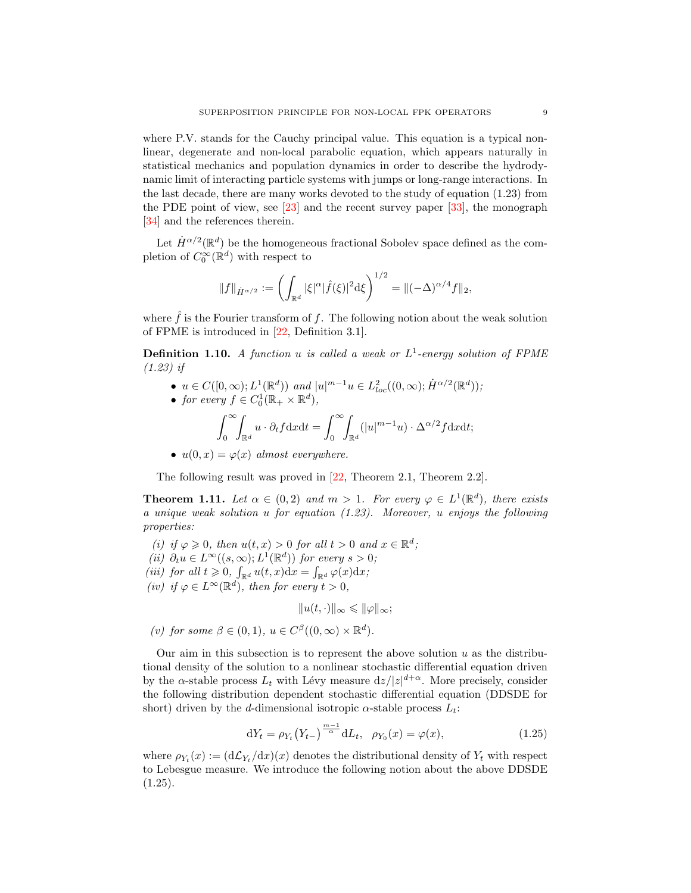where P.V. stands for the Cauchy principal value. This equation is a typical non-linear, degenerate and non-local parabolic equation, which appears naturally in statistical mechanics and population dynamics in order to describe the hydrodynamic limit of interacting particle systems with jumps or long-range interactions. In the last decade, there are many works devoted to the study of equation (1.23) from the PDE point of view, see [23] and the recent survey paper [33], the monograph [34] and the references therein.

Let $\dot{H}^{\alpha/2}(\mathbb{R}^d)$ be the homogeneous fractional Sobolev space defined as the completion of $C_0^\infty(\mathbb{R}^d)$ with respect to

$$\|f\|_{\dot{H}^{\alpha/2}} := \left( \int_{\mathbb{R}^d} |\xi|^\alpha |\hat{f}(\xi)|^2 \mathrm{d}\xi \right)^{1/2} = \|(-\Delta)^{\alpha/4} f\|_2,$$

where $\hat{f}$ is the Fourier transform of $f$. The following notion about the weak solution of FPME is introduced in [22, Definition 3.1].

**Definition 1.10.** *A function $u$ is called a weak or $L^1$-energy solution of FPME (1.23) if*

- *$u \in C([0,\infty); L^1(\mathbb{R}^d))$ and $|u|^{m-1}u \in L^2_{loc}((0,\infty); \dot{H}^{\alpha/2}(\mathbb{R}^d))$;*
- *for every $f \in C_0^1(\mathbb{R}_+ \times \mathbb{R}^d)$,*

$$\int_0^\infty \int_{\mathbb{R}^d} u \cdot \partial_t f \mathrm{d}x\mathrm{d}t = \int_0^\infty \int_{\mathbb{R}^d} (|u|^{m-1}u) \cdot \Delta^{\alpha/2} f \mathrm{d}x\mathrm{d}t;$$

- *$u(0,x) = \varphi(x)$ almost everywhere.*

The following result was proved in [22, Theorem 2.1, Theorem 2.2].

**Theorem 1.11.** *Let $\alpha \in (0,2)$ and $m > 1$. For every $\varphi \in L^1(\mathbb{R}^d)$, there exists a unique weak solution $u$ for equation (1.23). Moreover, $u$ enjoys the following properties:*

*(i) if $\varphi \geqslant 0$, then $u(t,x) > 0$ for all $t > 0$ and $x \in \mathbb{R}^d$;*
*(ii) $\partial_t u \in L^\infty((s,\infty); L^1(\mathbb{R}^d))$ for every $s > 0$;*
*(iii) for all $t \geqslant 0$, $\int_{\mathbb{R}^d} u(t,x)\mathrm{d}x = \int_{\mathbb{R}^d} \varphi(x)\mathrm{d}x$;*
*(iv) if $\varphi \in L^\infty(\mathbb{R}^d)$, then for every $t > 0$,*

$$\|u(t,\cdot)\|_\infty \leqslant \|\varphi\|_\infty;$$

*(v) for some $\beta \in (0,1)$, $u \in C^\beta((0,\infty) \times \mathbb{R}^d)$.*

Our aim in this subsection is to represent the above solution $u$ as the distributional density of the solution to a nonlinear stochastic differential equation driven by the $\alpha$-stable process $L_t$ with Lévy measure $\mathrm{d}z/|z|^{d+\alpha}$. More precisely, consider the following distribution dependent stochastic differential equation (DDSDE for short) driven by the $d$-dimensional isotropic $\alpha$-stable process $L_t$:

$$\mathrm{d}Y_t = \rho_{Y_t}\big(Y_{t-}\big)^{\frac{m-1}{\alpha}} \mathrm{d}L_t, \quad \rho_{Y_0}(x) = \varphi(x), \tag{1.25}$$

where $\rho_{Y_t}(x) := (\mathrm{d}\mathcal{L}_{Y_t}/\mathrm{d}x)(x)$ denotes the distributional density of $Y_t$ with respect to Lebesgue measure. We introduce the following notion about the above DDSDE (1.25).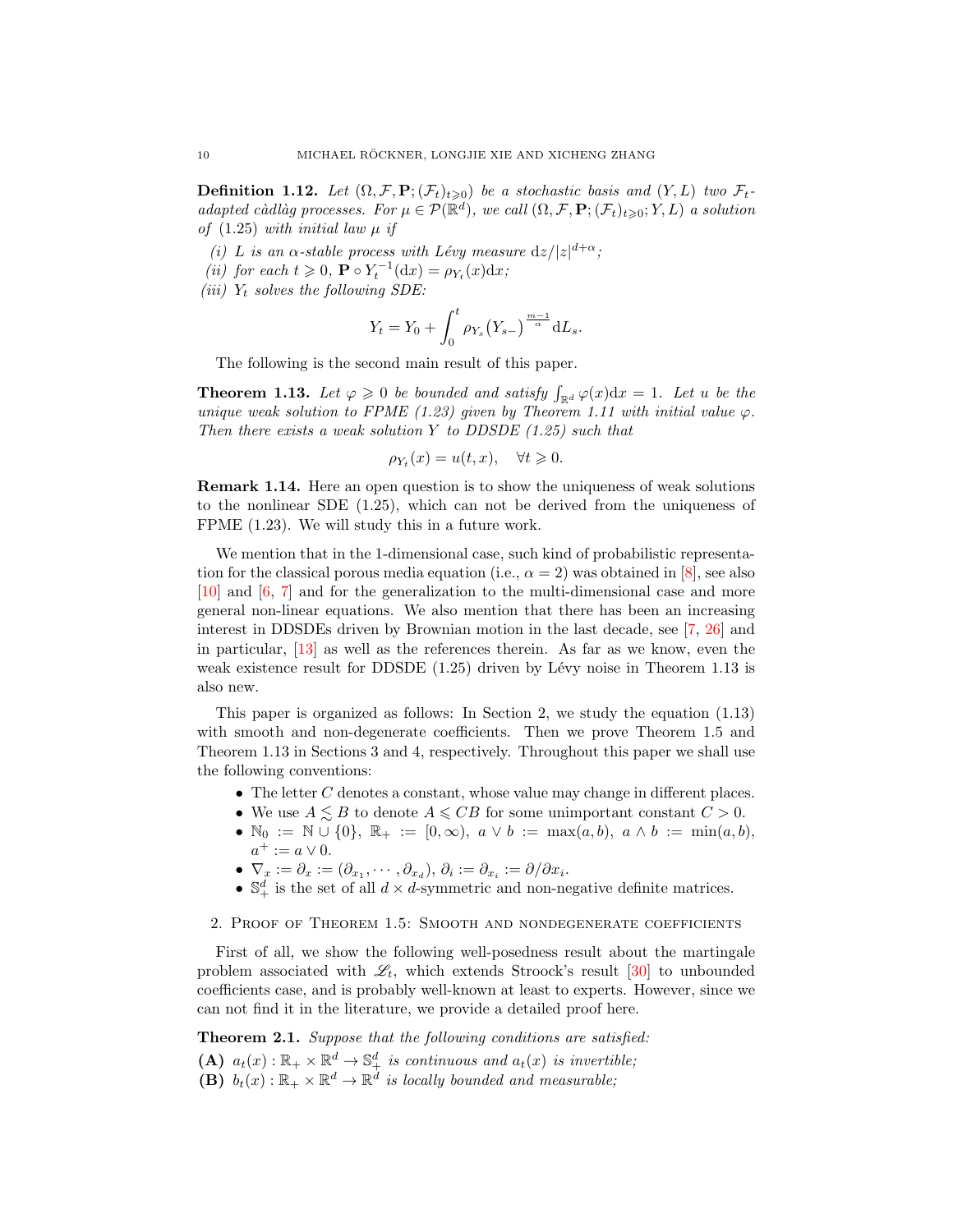**Definition 1.12.** *Let $(\Omega, \mathcal{F}, \mathbf{P}; (\mathcal{F}_t)_{t\geqslant 0})$ be a stochastic basis and $(Y, L)$ two $\mathcal{F}_t$-adapted càdlàg processes. For $\mu \in \mathcal{P}(\mathbb{R}^d)$, we call $(\Omega, \mathcal{F}, \mathbf{P}; (\mathcal{F}_t)_{t\geqslant 0}; Y, L)$ a solution of (1.25) with initial law $\mu$ if*

*(i) $L$ is an $\alpha$-stable process with Lévy measure $\mathrm{d}z/|z|^{d+\alpha}$;*

*(ii) for each $t \geqslant 0$, $\mathbf{P} \circ Y_t^{-1}(\mathrm{d}x) = \rho_{Y_t}(x)\mathrm{d}x$;*

*(iii) $Y_t$ solves the following SDE:*

$$Y_t = Y_0 + \int_0^t \rho_{Y_s}\big(Y_{s-}\big)^{\frac{m-1}{\alpha}}\mathrm{d}L_s.$$

The following is the second main result of this paper.

**Theorem 1.13.** *Let $\varphi \geqslant 0$ be bounded and satisfy $\int_{\mathbb{R}^d}\varphi(x)\mathrm{d}x = 1$. Let $u$ be the unique weak solution to FPME (1.23) given by Theorem 1.11 with initial value $\varphi$. Then there exists a weak solution $Y$ to DDSDE (1.25) such that*

$$\rho_{Y_t}(x) = u(t, x), \quad \forall t \geqslant 0.$$

**Remark 1.14.** Here an open question is to show the uniqueness of weak solutions to the nonlinear SDE (1.25), which can not be derived from the uniqueness of FPME (1.23). We will study this in a future work.

We mention that in the 1-dimensional case, such kind of probabilistic representation for the classical porous media equation (i.e., $\alpha = 2$) was obtained in [8], see also [10] and [6, 7] and for the generalization to the multi-dimensional case and more general non-linear equations. We also mention that there has been an increasing interest in DDSDEs driven by Brownian motion in the last decade, see [7, 26] and in particular, [13] as well as the references therein. As far as we know, even the weak existence result for DDSDE (1.25) driven by Lévy noise in Theorem 1.13 is also new.

This paper is organized as follows: In Section 2, we study the equation (1.13) with smooth and non-degenerate coefficients. Then we prove Theorem 1.5 and Theorem 1.13 in Sections 3 and 4, respectively. Throughout this paper we shall use the following conventions:

- The letter $C$ denotes a constant, whose value may change in different places.
- We use $A \lesssim B$ to denote $A \leqslant CB$ for some unimportant constant $C > 0$.
- $\mathbb{N}_0 := \mathbb{N} \cup \{0\}$, $\mathbb{R}_+ := [0, \infty)$, $a \vee b := \max(a, b)$, $a \wedge b := \min(a, b)$, $a^+ := a \vee 0$.
- $\nabla_x := \partial_x := (\partial_{x_1}, \cdots, \partial_{x_d})$, $\partial_i := \partial_{x_i} := \partial/\partial x_i$.
- $\mathbb{S}^d_+$ is the set of all $d \times d$-symmetric and non-negative definite matrices.

## 2. Proof of Theorem 1.5: Smooth and nondegenerate coefficients

First of all, we show the following well-posedness result about the martingale problem associated with $\mathscr{L}_t$, which extends Stroock's result [30] to unbounded coefficients case, and is probably well-known at least to experts. However, since we can not find it in the literature, we provide a detailed proof here.

**Theorem 2.1.** *Suppose that the following conditions are satisfied:*

**(A)** *$a_t(x) : \mathbb{R}_+ \times \mathbb{R}^d \to \mathbb{S}^d_+$ is continuous and $a_t(x)$ is invertible;*

**(B)** *$b_t(x) : \mathbb{R}_+ \times \mathbb{R}^d \to \mathbb{R}^d$ is locally bounded and measurable;*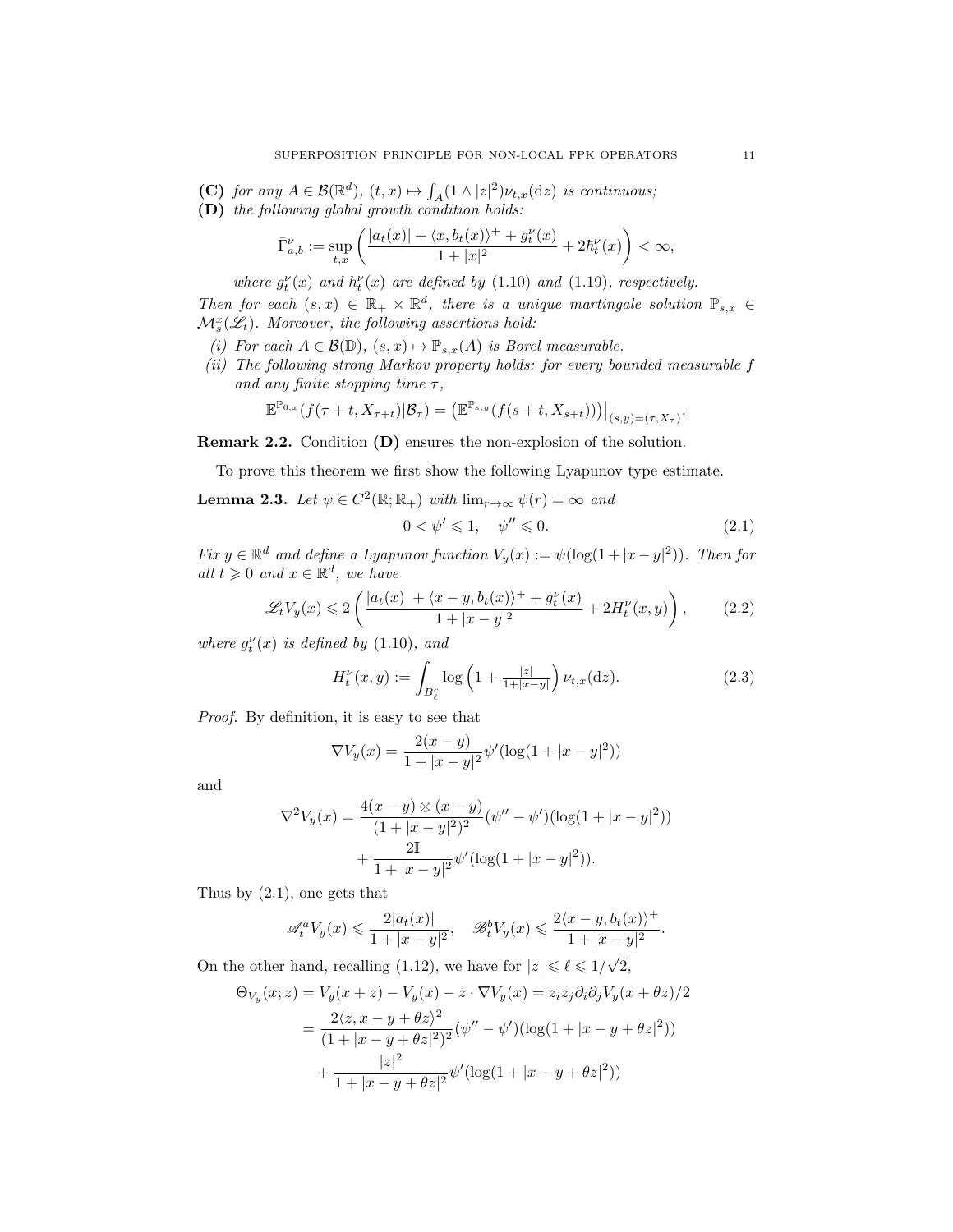**(C)** *for any* $A \in \mathcal{B}(\mathbb{R}^d)$, $(t,x) \mapsto \int_A (1 \wedge |z|^2)\nu_{t,x}(\mathrm{d}z)$ *is continuous;*

**(D)** *the following global growth condition holds:*

$$\bar{\Gamma}^\nu_{a,b} := \sup_{t,x} \left( \frac{|a_t(x)| + \langle x, b_t(x)\rangle^+ + g^\nu_t(x)}{1+|x|^2} + 2\hbar^\nu_t(x) \right) < \infty,$$

*where* $g^\nu_t(x)$ *and* $\hbar^\nu_t(x)$ *are defined by* (1.10) *and* (1.19)*, respectively.*

*Then for each* $(s,x) \in \mathbb{R}_+ \times \mathbb{R}^d$*, there is a unique martingale solution* $\mathbb{P}_{s,x} \in \mathcal{M}^x_s(\mathscr{L}_t)$*. Moreover, the following assertions hold:*

*(i) For each* $A \in \mathcal{B}(\mathbb{D})$*,* $(s,x) \mapsto \mathbb{P}_{s,x}(A)$ *is Borel measurable.*

*(ii) The following strong Markov property holds: for every bounded measurable* $f$ *and any finite stopping time* $\tau$*,*

$$\mathbb{E}^{\mathbb{P}_{0,x}}(f(\tau+t, X_{\tau+t})|\mathcal{B}_\tau) = \left(\mathbb{E}^{\mathbb{P}_{s,y}}(f(s+t, X_{s+t}))\right)\big|_{(s,y)=(\tau,X_\tau)}.$$

**Remark 2.2.** Condition **(D)** ensures the non-explosion of the solution.

To prove this theorem we first show the following Lyapunov type estimate.

**Lemma 2.3.** *Let* $\psi \in C^2(\mathbb{R};\mathbb{R}_+)$ *with* $\lim_{r\to\infty}\psi(r) = \infty$ *and*

$$0 < \psi' \leqslant 1, \quad \psi'' \leqslant 0. \tag{2.1}$$

*Fix* $y \in \mathbb{R}^d$ *and define a Lyapunov function* $V_y(x) := \psi(\log(1+|x-y|^2))$*. Then for all* $t \geqslant 0$ *and* $x \in \mathbb{R}^d$*, we have*

$$\mathscr{L}_t V_y(x) \leqslant 2\left( \frac{|a_t(x)| + \langle x-y, b_t(x)\rangle^+ + g^\nu_t(x)}{1+|x-y|^2} + 2H^\nu_t(x,y) \right), \tag{2.2}$$

*where* $g^\nu_t(x)$ *is defined by* (1.10)*, and*

$$H^\nu_t(x,y) := \int_{B^c_\ell} \log\left(1 + \tfrac{|z|}{1+|x-y|}\right)\nu_{t,x}(\mathrm{d}z). \tag{2.3}$$

*Proof.* By definition, it is easy to see that

$$\nabla V_y(x) = \frac{2(x-y)}{1+|x-y|^2}\psi'(\log(1+|x-y|^2))$$

and

$$\begin{aligned}\nabla^2 V_y(x) = &\frac{4(x-y)\otimes(x-y)}{(1+|x-y|^2)^2}(\psi''-\psi')(\log(1+|x-y|^2)) \\ &+ \frac{2\mathbb{I}}{1+|x-y|^2}\psi'(\log(1+|x-y|^2)).\end{aligned}$$

Thus by (2.1), one gets that

$$\mathscr{A}^a_t V_y(x) \leqslant \frac{2|a_t(x)|}{1+|x-y|^2}, \quad \mathscr{B}^b_t V_y(x) \leqslant \frac{2\langle x-y, b_t(x)\rangle^+}{1+|x-y|^2}.$$

On the other hand, recalling (1.12), we have for $|z| \leqslant \ell \leqslant 1/\sqrt{2}$,

$$\begin{aligned}\Theta_{V_y}(x;z) &= V_y(x+z) - V_y(x) - z\cdot\nabla V_y(x) = z_i z_j \partial_i\partial_j V_y(x+\theta z)/2 \\ &= \frac{2\langle z, x-y+\theta z\rangle^2}{(1+|x-y+\theta z|^2)^2}(\psi''-\psi')(\log(1+|x-y+\theta z|^2)) \\ &\quad + \frac{|z|^2}{1+|x-y+\theta z|^2}\psi'(\log(1+|x-y+\theta z|^2))\end{aligned}$$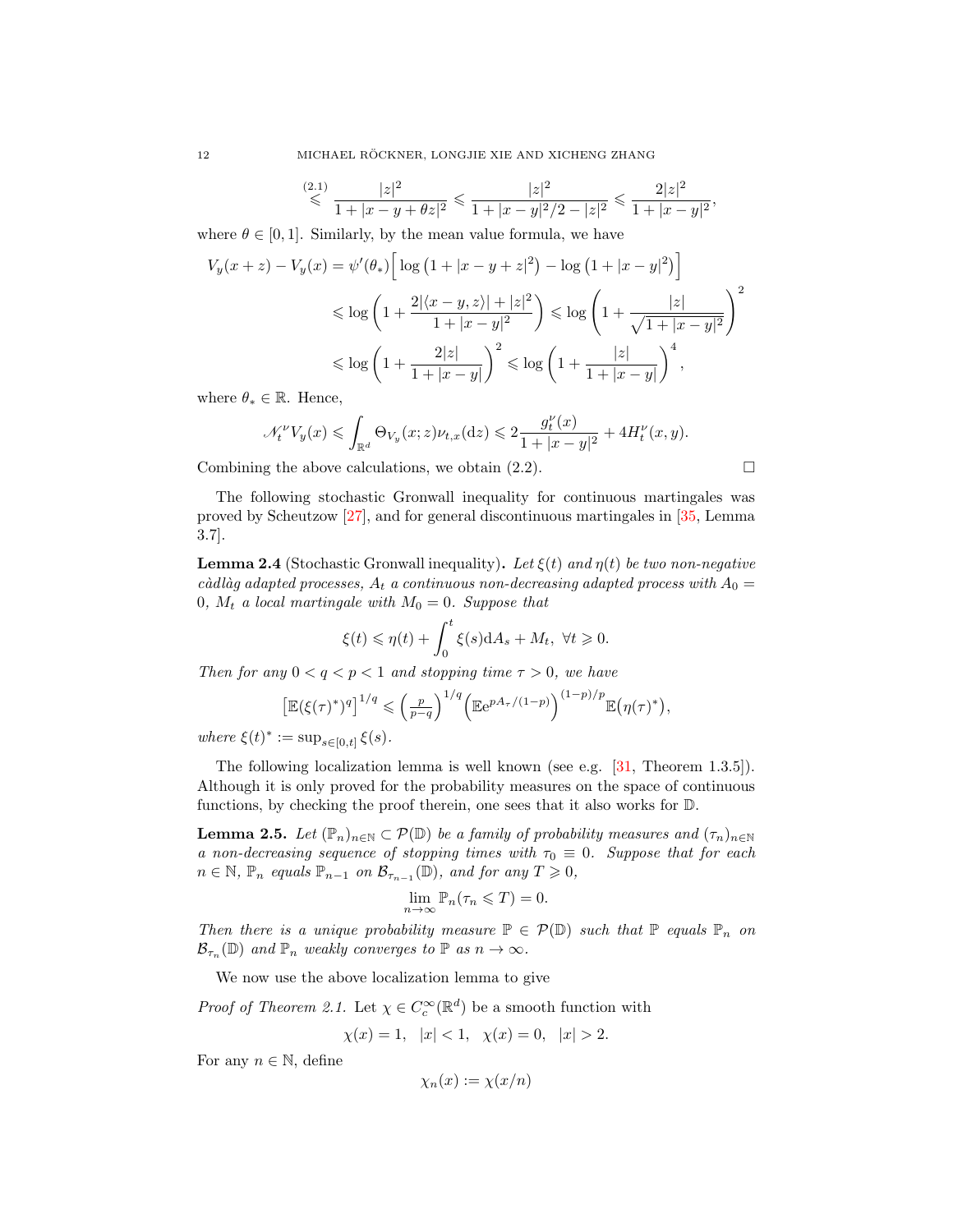$$\overset{(2.1)}{\leqslant} \frac{|z|^2}{1+|x-y+\theta z|^2} \leqslant \frac{|z|^2}{1+|x-y|^2/2-|z|^2} \leqslant \frac{2|z|^2}{1+|x-y|^2},$$

where $\theta \in [0,1]$. Similarly, by the mean value formula, we have

$$\begin{aligned}
V_y(x+z) - V_y(x) &= \psi'(\theta_*)\Big[\log\big(1+|x-y+z|^2\big) - \log\big(1+|x-y|^2\big)\Big] \\
&\leqslant \log\left(1+\frac{2|\langle x-y,z\rangle|+|z|^2}{1+|x-y|^2}\right) \leqslant \log\left(1+\frac{|z|}{\sqrt{1+|x-y|^2}}\right)^2 \\
&\leqslant \log\left(1+\frac{2|z|}{1+|x-y|}\right)^2 \leqslant \log\left(1+\frac{|z|}{1+|x-y|}\right)^4,
\end{aligned}$$

where $\theta_* \in \mathbb{R}$. Hence,

$$\mathscr{N}_t^\nu V_y(x) \leqslant \int_{\mathbb{R}^d} \Theta_{V_y}(x;z)\nu_{t,x}(\mathrm{d}z) \leqslant 2\frac{g_t^\nu(x)}{1+|x-y|^2} + 4H_t^\nu(x,y).$$

Combining the above calculations, we obtain (2.2). $\square$

The following stochastic Gronwall inequality for continuous martingales was proved by Scheutzow [27], and for general discontinuous martingales in [35, Lemma 3.7].

**Lemma 2.4** (Stochastic Gronwall inequality)**.** *Let $\xi(t)$ and $\eta(t)$ be two non-negative càdlàg adapted processes, $A_t$ a continuous non-decreasing adapted process with $A_0 = 0$, $M_t$ a local martingale with $M_0 = 0$. Suppose that*

$$\xi(t) \leqslant \eta(t) + \int_0^t \xi(s)\mathrm{d}A_s + M_t, \ \forall t \geqslant 0.$$

*Then for any $0 < q < p < 1$ and stopping time $\tau > 0$, we have*

$$\big[\mathbb{E}(\xi(\tau)^*)^q\big]^{1/q} \leqslant \left(\tfrac{p}{p-q}\right)^{1/q}\Big(\mathbb{E}\mathrm{e}^{pA_\tau/(1-p)}\Big)^{(1-p)/p}\mathbb{E}\big(\eta(\tau)^*\big),$$

*where $\xi(t)^* := \sup_{s\in[0,t]}\xi(s)$.*

The following localization lemma is well known (see e.g. [31, Theorem 1.3.5]). Although it is only proved for the probability measures on the space of continuous functions, by checking the proof therein, one sees that it also works for $\mathbb{D}$.

**Lemma 2.5.** *Let $(\mathbb{P}_n)_{n\in\mathbb{N}} \subset \mathcal{P}(\mathbb{D})$ be a family of probability measures and $(\tau_n)_{n\in\mathbb{N}}$ a non-decreasing sequence of stopping times with $\tau_0 \equiv 0$. Suppose that for each $n \in \mathbb{N}$, $\mathbb{P}_n$ equals $\mathbb{P}_{n-1}$ on $\mathcal{B}_{\tau_{n-1}}(\mathbb{D})$, and for any $T \geqslant 0$,*

$$\lim_{n\to\infty} \mathbb{P}_n(\tau_n \leqslant T) = 0.$$

*Then there is a unique probability measure $\mathbb{P} \in \mathcal{P}(\mathbb{D})$ such that $\mathbb{P}$ equals $\mathbb{P}_n$ on $\mathcal{B}_{\tau_n}(\mathbb{D})$ and $\mathbb{P}_n$ weakly converges to $\mathbb{P}$ as $n \to \infty$.*

We now use the above localization lemma to give

*Proof of Theorem 2.1.* Let $\chi \in C_c^\infty(\mathbb{R}^d)$ be a smooth function with

$$\chi(x) = 1, \quad |x| < 1, \quad \chi(x) = 0, \quad |x| > 2.$$

For any $n \in \mathbb{N}$, define

$$\chi_n(x) := \chi(x/n)$$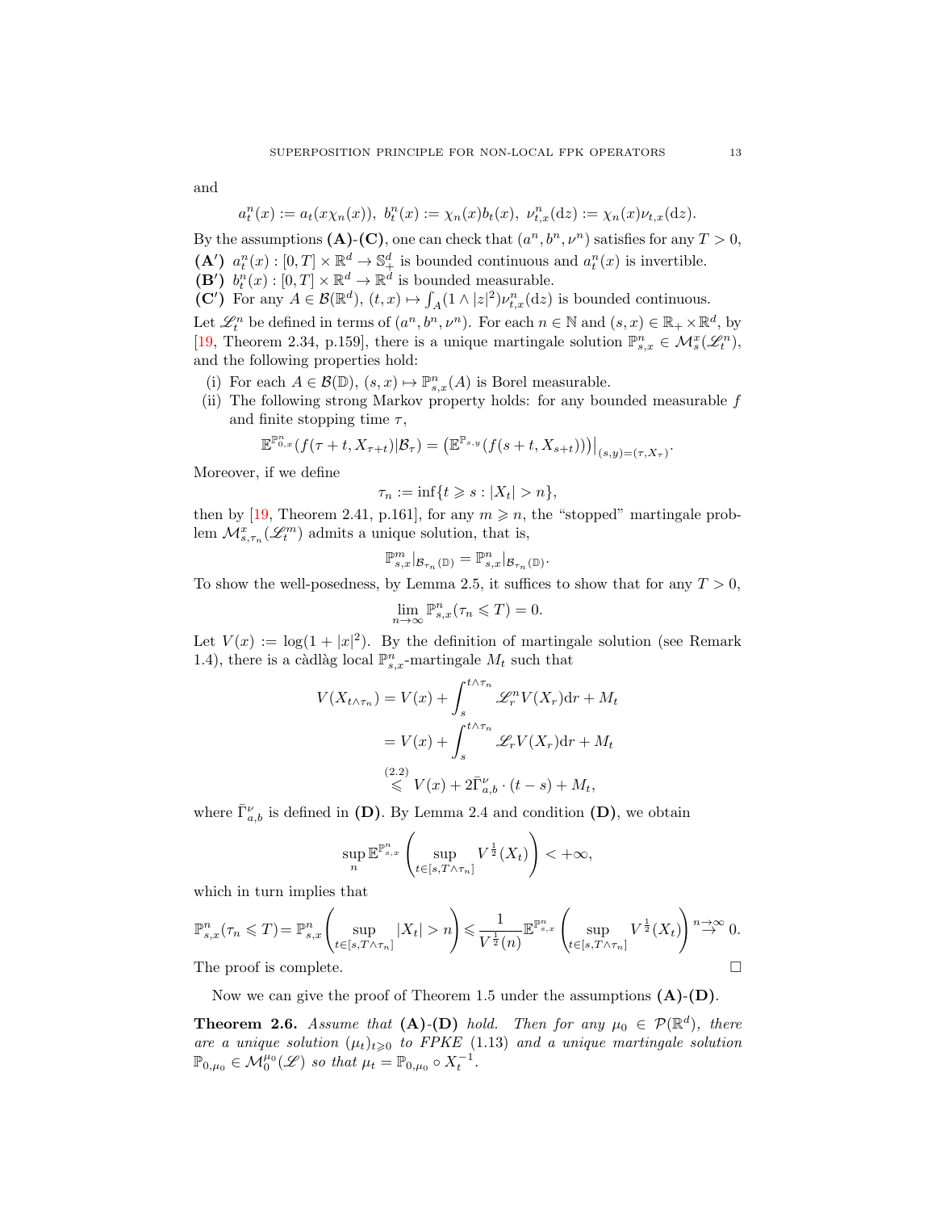and

$$a_t^n(x) := a_t(x\chi_n(x)),\ b_t^n(x) := \chi_n(x)b_t(x),\ \nu_{t,x}^n(\mathrm{d}z) := \chi_n(x)\nu_{t,x}(\mathrm{d}z).$$

By the assumptions **(A)**-**(C)**, one can check that $(a^n, b^n, \nu^n)$ satisfies for any $T > 0$,

**(A′)** $a_t^n(x) : [0,T]\times\mathbb{R}^d \to \mathbb{S}_+^d$ is bounded continuous and $a_t^n(x)$ is invertible.

**(B′)** $b_t^n(x) : [0,T]\times\mathbb{R}^d \to \mathbb{R}^d$ is bounded measurable.

**(C′)** For any $A \in \mathcal{B}(\mathbb{R}^d)$, $(t,x) \mapsto \int_A (1\wedge|z|^2)\nu_{t,x}^n(\mathrm{d}z)$ is bounded continuous.

Let $\mathscr{L}_t^n$ be defined in terms of $(a^n, b^n, \nu^n)$. For each $n \in \mathbb{N}$ and $(s,x) \in \mathbb{R}_+\times\mathbb{R}^d$, by [19, Theorem 2.34, p.159], there is a unique martingale solution $\mathbb{P}_{s,x}^n \in \mathcal{M}_s^x(\mathscr{L}_t^n)$, and the following properties hold:

(i) For each $A \in \mathcal{B}(\mathbb{D})$, $(s,x) \mapsto \mathbb{P}_{s,x}^n(A)$ is Borel measurable.

(ii) The following strong Markov property holds: for any bounded measurable $f$ and finite stopping time $\tau$,

$$\mathbb{E}^{\mathbb{P}_{0,x}^n}(f(\tau+t, X_{\tau+t})|\mathcal{B}_\tau) = \left(\mathbb{E}^{\mathbb{P}_{s,y}}(f(s+t, X_{s+t}))\right)\big|_{(s,y)=(\tau,X_\tau)}.$$

Moreover, if we define

$$\tau_n := \inf\{t \geqslant s : |X_t| > n\},$$

then by [19, Theorem 2.41, p.161], for any $m \geqslant n$, the "stopped" martingale problem $\mathcal{M}_{s,\tau_n}^x(\mathscr{L}_t^m)$ admits a unique solution, that is,

$$\mathbb{P}_{s,x}^m|_{\mathcal{B}_{\tau_n}(\mathbb{D})} = \mathbb{P}_{s,x}^n|_{\mathcal{B}_{\tau_n}(\mathbb{D})}.$$

To show the well-posedness, by Lemma 2.5, it suffices to show that for any $T > 0$,

$$\lim_{n\to\infty} \mathbb{P}_{s,x}^n(\tau_n \leqslant T) = 0.$$

Let $V(x) := \log(1+|x|^2)$. By the definition of martingale solution (see Remark 1.4), there is a càdlàg local $\mathbb{P}_{s,x}^n$-martingale $M_t$ such that

$$\begin{aligned}
V(X_{t\wedge\tau_n}) &= V(x) + \int_s^{t\wedge\tau_n} \mathscr{L}_r^n V(X_r)\mathrm{d}r + M_t \\
&= V(x) + \int_s^{t\wedge\tau_n} \mathscr{L}_r V(X_r)\mathrm{d}r + M_t \\
&\overset{(2.2)}{\leqslant} V(x) + 2\bar{\Gamma}_{a,b}^\nu\cdot(t-s) + M_t,
\end{aligned}$$

where $\bar{\Gamma}_{a,b}^\nu$ is defined in **(D)**. By Lemma 2.4 and condition **(D)**, we obtain

$$\sup_n \mathbb{E}^{\mathbb{P}_{s,x}^n}\left(\sup_{t\in[s,T\wedge\tau_n]} V^{\frac{1}{2}}(X_t)\right) < +\infty,$$

which in turn implies that

$$\mathbb{P}_{s,x}^n(\tau_n\leqslant T) = \mathbb{P}_{s,x}^n\left(\sup_{t\in[s,T\wedge\tau_n]}|X_t| > n\right) \leqslant \frac{1}{V^{\frac{1}{2}}(n)}\mathbb{E}^{\mathbb{P}_{s,x}^n}\left(\sup_{t\in[s,T\wedge\tau_n]} V^{\frac{1}{2}}(X_t)\right) \overset{n\to\infty}{\to} 0.$$

The proof is complete. □

Now we can give the proof of Theorem 1.5 under the assumptions **(A)**-**(D)**.

**Theorem 2.6.** *Assume that* **(A)**-**(D)** *hold. Then for any $\mu_0 \in \mathcal{P}(\mathbb{R}^d)$, there are a unique solution $(\mu_t)_{t\geqslant 0}$ to FPKE (1.13) and a unique martingale solution $\mathbb{P}_{0,\mu_0} \in \mathcal{M}_0^{\mu_0}(\mathscr{L})$ so that $\mu_t = \mathbb{P}_{0,\mu_0}\circ X_t^{-1}$.*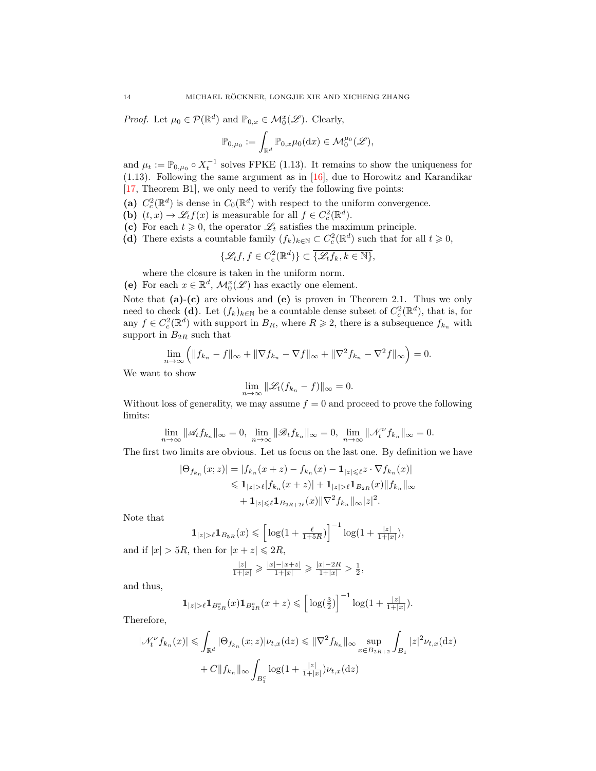*Proof.* Let $\mu_0 \in \mathcal{P}(\mathbb{R}^d)$ and $\mathbb{P}_{0,x} \in \mathcal{M}_0^x(\mathscr{L})$. Clearly,

$$\mathbb{P}_{0,\mu_0} := \int_{\mathbb{R}^d} \mathbb{P}_{0,x}\mu_0(\mathrm{d}x) \in \mathcal{M}_0^{\mu_0}(\mathscr{L}),$$

and $\mu_t := \mathbb{P}_{0,\mu_0} \circ X_t^{-1}$ solves FPKE (1.13). It remains to show the uniqueness for (1.13). Following the same argument as in [16], due to Horowitz and Karandikar [17, Theorem B1], we only need to verify the following five points:

**(a)** $C_c^2(\mathbb{R}^d)$ is dense in $C_0(\mathbb{R}^d)$ with respect to the uniform convergence.

**(b)** $(t,x) \to \mathscr{L}_t f(x)$ is measurable for all $f \in C_c^2(\mathbb{R}^d)$.

**(c)** For each $t \geqslant 0$, the operator $\mathscr{L}_t$ satisfies the maximum principle.

**(d)** There exists a countable family $(f_k)_{k\in\mathbb{N}} \subset C_c^2(\mathbb{R}^d)$ such that for all $t \geqslant 0$,

$$\{\mathscr{L}_t f, f \in C_c^2(\mathbb{R}^d)\} \subset \overline{\{\mathscr{L}_t f_k, k \in \mathbb{N}\}},$$

where the closure is taken in the uniform norm.

**(e)** For each $x \in \mathbb{R}^d$, $\mathcal{M}_0^x(\mathscr{L})$ has exactly one element.

Note that **(a)**-**(c)** are obvious and **(e)** is proven in Theorem 2.1. Thus we only need to check **(d)**. Let $(f_k)_{k\in\mathbb{N}}$ be a countable dense subset of $C_c^2(\mathbb{R}^d)$, that is, for any $f \in C_c^2(\mathbb{R}^d)$ with support in $B_R$, where $R \geqslant 2$, there is a subsequence $f_{k_n}$ with support in $B_{2R}$ such that

$$\lim_{n\to\infty} \Big( \|f_{k_n} - f\|_\infty + \|\nabla f_{k_n} - \nabla f\|_\infty + \|\nabla^2 f_{k_n} - \nabla^2 f\|_\infty \Big) = 0.$$

We want to show

$$\lim_{n\to\infty} \|\mathscr{L}_t(f_{k_n} - f)\|_\infty = 0.$$

Without loss of generality, we may assume $f = 0$ and proceed to prove the following limits:

$$\lim_{n\to\infty} \|\mathscr{A}_t f_{k_n}\|_\infty = 0, \ \lim_{n\to\infty} \|\mathscr{B}_t f_{k_n}\|_\infty = 0, \ \lim_{n\to\infty} \|\mathscr{N}_t^\nu f_{k_n}\|_\infty = 0.$$

The first two limits are obvious. Let us focus on the last one. By definition we have

$$\begin{aligned}
|\Theta_{f_{k_n}}(x;z)| &= |f_{k_n}(x+z) - f_{k_n}(x) - \mathbf{1}_{|z|\leqslant \ell} z \cdot \nabla f_{k_n}(x)| \\
&\leqslant \mathbf{1}_{|z|>\ell} |f_{k_n}(x+z)| + \mathbf{1}_{|z|>\ell} \mathbf{1}_{B_{2R}}(x) \|f_{k_n}\|_\infty \\
&\quad + \mathbf{1}_{|z|\leqslant \ell} \mathbf{1}_{B_{2R+2\ell}}(x) \|\nabla^2 f_{k_n}\|_\infty |z|^2.
\end{aligned}$$

Note that

$$\mathbf{1}_{|z|>\ell} \mathbf{1}_{B_{5R}}(x) \leqslant \Big[\log(1 + \tfrac{\ell}{1+5R})\Big]^{-1} \log(1 + \tfrac{|z|}{1+|x|}),$$

and if $|x| > 5R$, then for $|x+z| \leqslant 2R$,

$$\tfrac{|z|}{1+|x|} \geqslant \tfrac{|x|-|x+z|}{1+|x|} \geqslant \tfrac{|x|-2R}{1+|x|} > \tfrac{1}{2},$$

and thus,

$$\mathbf{1}_{|z|>\ell} \mathbf{1}_{B_{5R}^c}(x) \mathbf{1}_{B_{2R}^c}(x+z) \leqslant \Big[\log(\tfrac{3}{2})\Big]^{-1} \log(1 + \tfrac{|z|}{1+|x|}).$$

Therefore,

$$\begin{aligned}
|\mathscr{N}_t^\nu f_{k_n}(x)| &\leqslant \int_{\mathbb{R}^d} |\Theta_{f_{k_n}}(x;z)| \nu_{t,x}(\mathrm{d}z) \leqslant \|\nabla^2 f_{k_n}\|_\infty \sup_{x\in B_{2R+2}} \int_{B_1} |z|^2 \nu_{t,x}(\mathrm{d}z) \\
&\quad + C\|f_{k_n}\|_\infty \int_{B_1^c} \log(1 + \tfrac{|z|}{1+|x|}) \nu_{t,x}(\mathrm{d}z)
\end{aligned}$$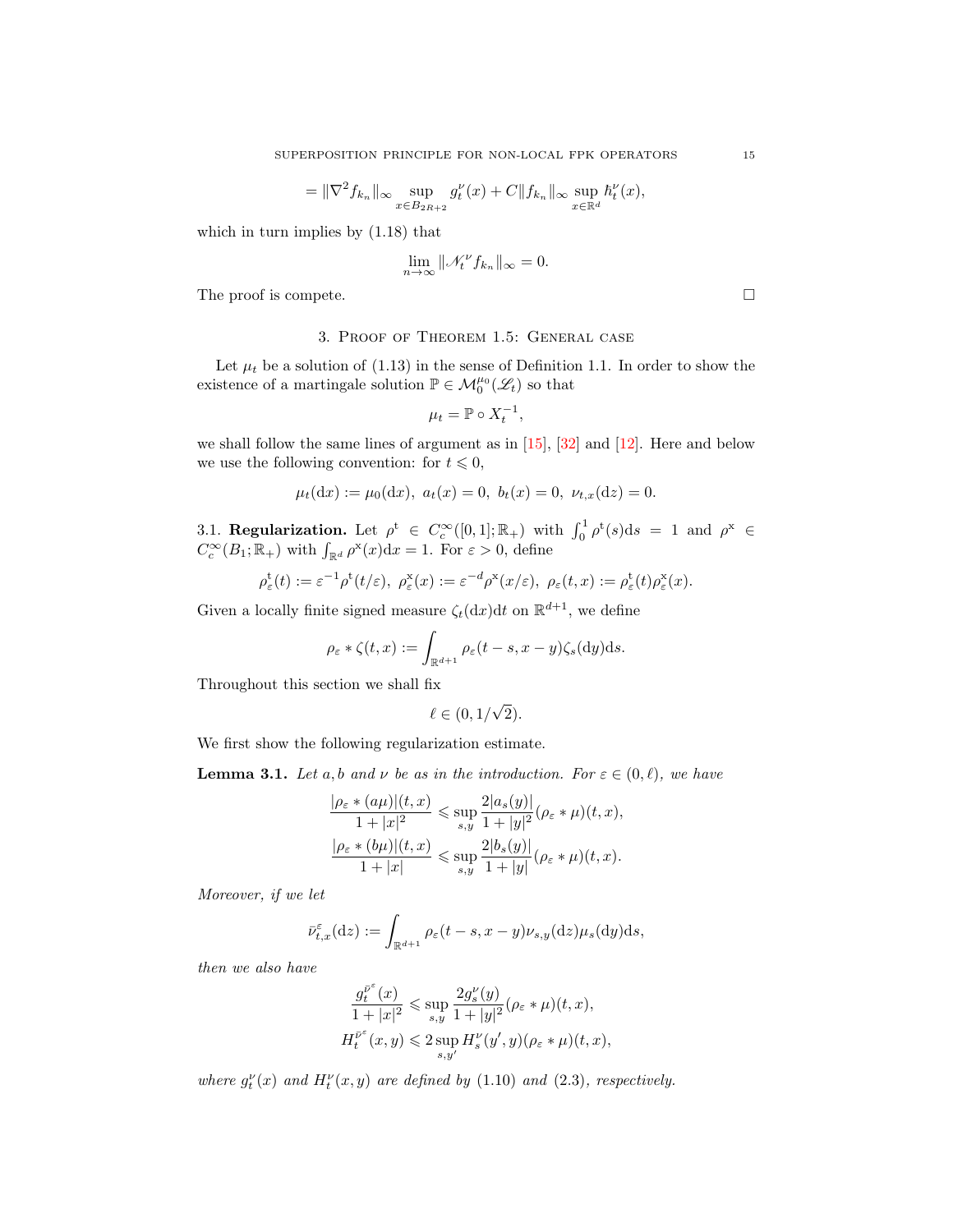$$= \|\nabla^2 f_{k_n}\|_\infty \sup_{x\in B_{2R+2}} g_t^\nu(x) + C\|f_{k_n}\|_\infty \sup_{x\in\mathbb{R}^d} \hbar_t^\nu(x),$$

which in turn implies by (1.18) that

$$\lim_{n\to\infty} \|\mathscr{N}_t^\nu f_{k_n}\|_\infty = 0.$$

The proof is compete. ∎

## 3. Proof of Theorem 1.5: General case

Let $\mu_t$ be a solution of (1.13) in the sense of Definition 1.1. In order to show the existence of a martingale solution $\mathbb{P} \in \mathcal{M}_0^{\mu_0}(\mathscr{L}_t)$ so that

$$\mu_t = \mathbb{P} \circ X_t^{-1},$$

we shall follow the same lines of argument as in [15], [32] and [12]. Here and below we use the following convention: for $t \leqslant 0$,

$$\mu_t(\mathrm{d}x) := \mu_0(\mathrm{d}x),\ a_t(x) = 0,\ b_t(x) = 0,\ \nu_{t,x}(\mathrm{d}z) = 0.$$

3.1. **Regularization.** Let $\rho^{\mathrm{t}} \in C_c^\infty([0,1];\mathbb{R}_+)$ with $\int_0^1 \rho^{\mathrm{t}}(s)\mathrm{d}s = 1$ and $\rho^{\mathrm{x}} \in C_c^\infty(B_1;\mathbb{R}_+)$ with $\int_{\mathbb{R}^d} \rho^{\mathrm{x}}(x)\mathrm{d}x = 1$. For $\varepsilon > 0$, define

$$\rho_\varepsilon^{\mathrm{t}}(t) := \varepsilon^{-1}\rho^{\mathrm{t}}(t/\varepsilon),\ \rho_\varepsilon^{\mathrm{x}}(x) := \varepsilon^{-d}\rho^{\mathrm{x}}(x/\varepsilon),\ \rho_\varepsilon(t,x) := \rho_\varepsilon^{\mathrm{t}}(t)\rho_\varepsilon^{\mathrm{x}}(x).$$

Given a locally finite signed measure $\zeta_t(\mathrm{d}x)\mathrm{d}t$ on $\mathbb{R}^{d+1}$, we define

$$\rho_\varepsilon * \zeta(t,x) := \int_{\mathbb{R}^{d+1}} \rho_\varepsilon(t-s, x-y)\zeta_s(\mathrm{d}y)\mathrm{d}s.$$

Throughout this section we shall fix

$$\ell \in (0, 1/\sqrt{2}).$$

We first show the following regularization estimate.

**Lemma 3.1.** *Let $a, b$ and $\nu$ be as in the introduction. For $\varepsilon \in (0,\ell)$, we have*

$$\frac{|\rho_\varepsilon * (a\mu)|(t,x)}{1+|x|^2} \leqslant \sup_{s,y} \frac{2|a_s(y)|}{1+|y|^2}(\rho_\varepsilon * \mu)(t,x),$$

$$\frac{|\rho_\varepsilon * (b\mu)|(t,x)}{1+|x|} \leqslant \sup_{s,y} \frac{2|b_s(y)|}{1+|y|}(\rho_\varepsilon * \mu)(t,x).$$

*Moreover, if we let*

$$\bar{\nu}_{t,x}^\varepsilon(\mathrm{d}z) := \int_{\mathbb{R}^{d+1}} \rho_\varepsilon(t-s, x-y)\nu_{s,y}(\mathrm{d}z)\mu_s(\mathrm{d}y)\mathrm{d}s,$$

*then we also have*

$$\frac{g_t^{\bar{\nu}^\varepsilon}(x)}{1+|x|^2} \leqslant \sup_{s,y} \frac{2g_s^\nu(y)}{1+|y|^2}(\rho_\varepsilon * \mu)(t,x),$$

$$H_t^{\bar{\nu}^\varepsilon}(x,y) \leqslant 2\sup_{s,y'} H_s^\nu(y',y)(\rho_\varepsilon * \mu)(t,x),$$

*where $g_t^\nu(x)$ and $H_t^\nu(x,y)$ are defined by (1.10) and (2.3), respectively.*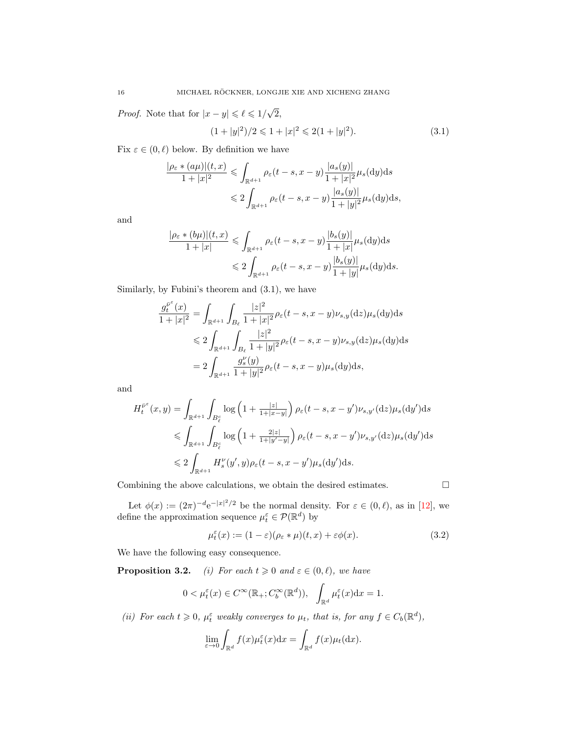*Proof.* Note that for $|x-y| \leqslant \ell \leqslant 1/\sqrt{2}$,

$$(1+|y|^2)/2 \leqslant 1+|x|^2 \leqslant 2(1+|y|^2). \tag{3.1}$$

Fix $\varepsilon \in (0,\ell)$ below. By definition we have

$$\begin{aligned}\frac{|\rho_\varepsilon * (a\mu)|(t,x)}{1+|x|^2} &\leqslant \int_{\mathbb{R}^{d+1}} \rho_\varepsilon(t-s,x-y)\frac{|a_s(y)|}{1+|x|^2}\mu_s(\mathrm{d}y)\mathrm{d}s \\ &\leqslant 2\int_{\mathbb{R}^{d+1}} \rho_\varepsilon(t-s,x-y)\frac{|a_s(y)|}{1+|y|^2}\mu_s(\mathrm{d}y)\mathrm{d}s,\end{aligned}$$

and

$$\begin{aligned}\frac{|\rho_\varepsilon * (b\mu)|(t,x)}{1+|x|} &\leqslant \int_{\mathbb{R}^{d+1}} \rho_\varepsilon(t-s,x-y)\frac{|b_s(y)|}{1+|x|}\mu_s(\mathrm{d}y)\mathrm{d}s \\ &\leqslant 2\int_{\mathbb{R}^{d+1}} \rho_\varepsilon(t-s,x-y)\frac{|b_s(y)|}{1+|y|}\mu_s(\mathrm{d}y)\mathrm{d}s.\end{aligned}$$

Similarly, by Fubini's theorem and (3.1), we have

$$\begin{aligned}\frac{g_t^{\bar\nu^\varepsilon}(x)}{1+|x|^2} &= \int_{\mathbb{R}^{d+1}}\int_{B_\ell} \frac{|z|^2}{1+|x|^2}\rho_\varepsilon(t-s,x-y)\nu_{s,y}(\mathrm{d}z)\mu_s(\mathrm{d}y)\mathrm{d}s \\ &\leqslant 2\int_{\mathbb{R}^{d+1}}\int_{B_\ell} \frac{|z|^2}{1+|y|^2}\rho_\varepsilon(t-s,x-y)\nu_{s,y}(\mathrm{d}z)\mu_s(\mathrm{d}y)\mathrm{d}s \\ &= 2\int_{\mathbb{R}^{d+1}} \frac{g_s^\nu(y)}{1+|y|^2}\rho_\varepsilon(t-s,x-y)\mu_s(\mathrm{d}y)\mathrm{d}s,\end{aligned}$$

and

$$\begin{aligned}H_t^{\bar\nu^\varepsilon}(x,y) &= \int_{\mathbb{R}^{d+1}}\int_{B_\ell^c} \log\left(1+\tfrac{|z|}{1+|x-y|}\right)\rho_\varepsilon(t-s,x-y')\nu_{s,y'}(\mathrm{d}z)\mu_s(\mathrm{d}y')\mathrm{d}s \\ &\leqslant \int_{\mathbb{R}^{d+1}}\int_{B_\ell^c} \log\left(1+\tfrac{2|z|}{1+|y'-y|}\right)\rho_\varepsilon(t-s,x-y')\nu_{s,y'}(\mathrm{d}z)\mu_s(\mathrm{d}y')\mathrm{d}s \\ &\leqslant 2\int_{\mathbb{R}^{d+1}} H_s^\nu(y',y)\rho_\varepsilon(t-s,x-y')\mu_s(\mathrm{d}y')\mathrm{d}s.\end{aligned}$$

Combining the above calculations, we obtain the desired estimates. $\square$

Let $\phi(x) := (2\pi)^{-d}\mathrm{e}^{-|x|^2/2}$ be the normal density. For $\varepsilon \in (0,\ell)$, as in [12], we define the approximation sequence $\mu_t^\varepsilon \in \mathcal{P}(\mathbb{R}^d)$ by

$$\mu_t^\varepsilon(x) := (1-\varepsilon)(\rho_\varepsilon * \mu)(t,x) + \varepsilon\phi(x). \tag{3.2}$$

We have the following easy consequence.

**Proposition 3.2.** *(i) For each $t \geqslant 0$ and $\varepsilon \in (0,\ell)$, we have*

$$0 < \mu_t^\varepsilon(x) \in C^\infty(\mathbb{R}_+; C_b^\infty(\mathbb{R}^d)), \quad \int_{\mathbb{R}^d} \mu_t^\varepsilon(x)\mathrm{d}x = 1.$$

*(ii) For each $t \geqslant 0$, $\mu_t^\varepsilon$ weakly converges to $\mu_t$, that is, for any $f \in C_b(\mathbb{R}^d)$,*

$$\lim_{\varepsilon\to 0}\int_{\mathbb{R}^d} f(x)\mu_t^\varepsilon(x)\mathrm{d}x = \int_{\mathbb{R}^d} f(x)\mu_t(\mathrm{d}x).$$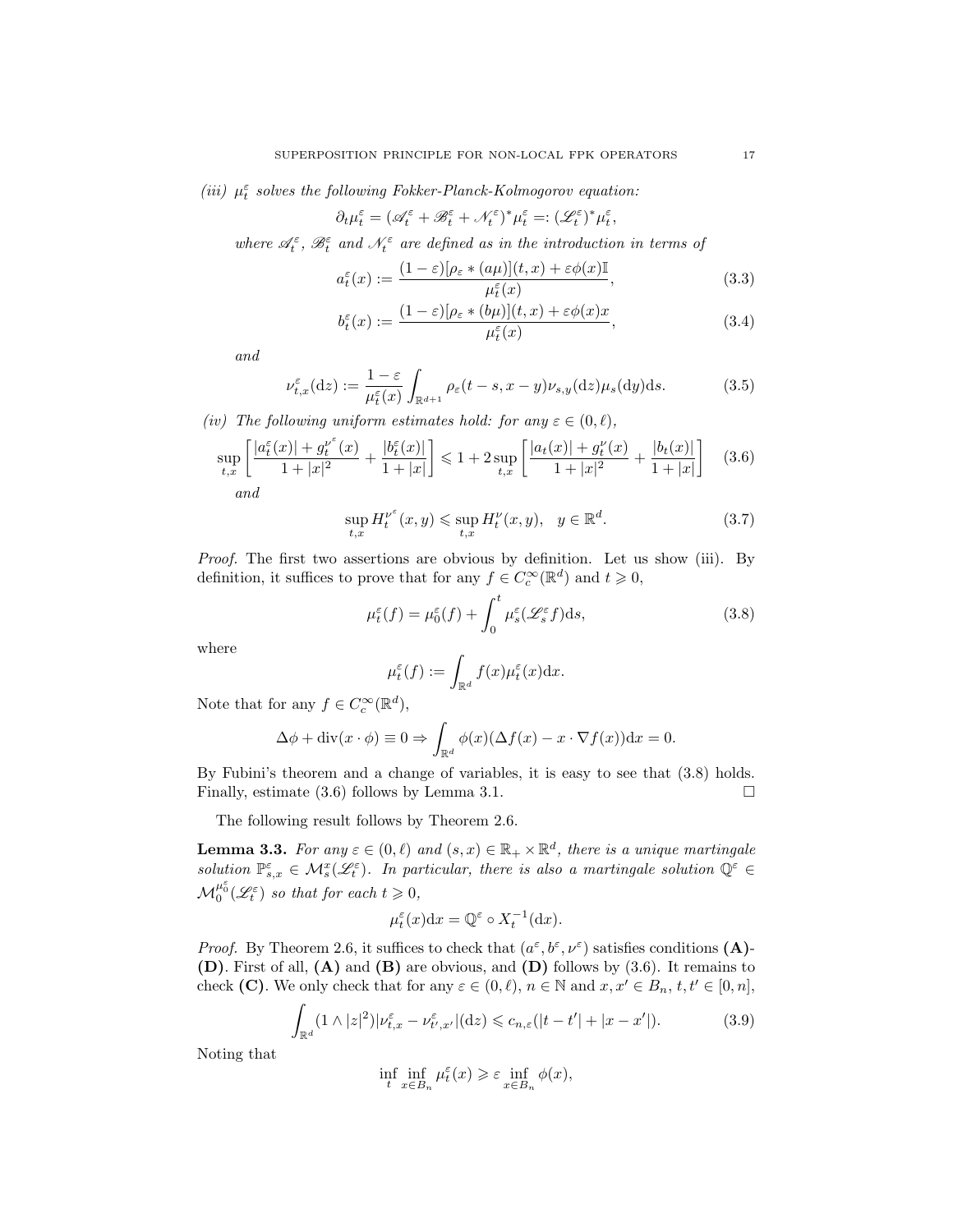*(iii)* $\mu^\varepsilon_t$ *solves the following Fokker-Planck-Kolmogorov equation:*

$$\partial_t \mu^\varepsilon_t = (\mathscr{A}^\varepsilon_t + \mathscr{B}^\varepsilon_t + \mathscr{N}^\varepsilon_t)^* \mu^\varepsilon_t =: (\mathscr{L}^\varepsilon_t)^* \mu^\varepsilon_t,$$

*where* $\mathscr{A}^\varepsilon_t$*,* $\mathscr{B}^\varepsilon_t$ *and* $\mathscr{N}^\varepsilon_t$ *are defined as in the introduction in terms of*

$$a^\varepsilon_t(x) := \frac{(1-\varepsilon)[\rho_\varepsilon * (a\mu)](t,x) + \varepsilon\phi(x)\mathbb{I}}{\mu^\varepsilon_t(x)}, \tag{3.3}$$

$$b^\varepsilon_t(x) := \frac{(1-\varepsilon)[\rho_\varepsilon * (b\mu)](t,x) + \varepsilon\phi(x)x}{\mu^\varepsilon_t(x)}, \tag{3.4}$$

*and*

$$\nu^\varepsilon_{t,x}(\mathrm{d}z) := \frac{1-\varepsilon}{\mu^\varepsilon_t(x)} \int_{\mathbb{R}^{d+1}} \rho_\varepsilon(t-s, x-y)\nu_{s,y}(\mathrm{d}z)\mu_s(\mathrm{d}y)\mathrm{d}s. \tag{3.5}$$

*(iv) The following uniform estimates hold: for any* $\varepsilon \in (0, \ell)$*,*

$$\sup_{t,x}\left[\frac{|a^\varepsilon_t(x)| + g^{\nu^\varepsilon}_t(x)}{1+|x|^2} + \frac{|b^\varepsilon_t(x)|}{1+|x|}\right] \leqslant 1 + 2\sup_{t,x}\left[\frac{|a_t(x)| + g^{\nu}_t(x)}{1+|x|^2} + \frac{|b_t(x)|}{1+|x|}\right] \tag{3.6}$$

*and*

$$\sup_{t,x} H^{\nu^\varepsilon}_t(x,y) \leqslant \sup_{t,x} H^{\nu}_t(x,y), \quad y \in \mathbb{R}^d. \tag{3.7}$$

*Proof.* The first two assertions are obvious by definition. Let us show (iii). By definition, it suffices to prove that for any $f \in C^\infty_c(\mathbb{R}^d)$ and $t \geqslant 0$,

$$\mu^\varepsilon_t(f) = \mu^\varepsilon_0(f) + \int_0^t \mu^\varepsilon_s(\mathscr{L}^\varepsilon_s f)\mathrm{d}s, \tag{3.8}$$

where

$$\mu^\varepsilon_t(f) := \int_{\mathbb{R}^d} f(x)\mu^\varepsilon_t(x)\mathrm{d}x.$$

Note that for any $f \in C^\infty_c(\mathbb{R}^d)$,

$$\Delta\phi + \mathrm{div}(x\cdot\phi) \equiv 0 \Rightarrow \int_{\mathbb{R}^d} \phi(x)(\Delta f(x) - x\cdot\nabla f(x))\mathrm{d}x = 0.$$

By Fubini's theorem and a change of variables, it is easy to see that (3.8) holds. Finally, estimate (3.6) follows by Lemma 3.1. $\square$

The following result follows by Theorem 2.6.

**Lemma 3.3.** *For any* $\varepsilon \in (0, \ell)$ *and* $(s,x) \in \mathbb{R}_+ \times \mathbb{R}^d$*, there is a unique martingale solution* $\mathbb{P}^\varepsilon_{s,x} \in \mathcal{M}^x_s(\mathscr{L}^\varepsilon_t)$*. In particular, there is also a martingale solution* $\mathbb{Q}^\varepsilon \in \mathcal{M}^{\mu^\varepsilon_0}_0(\mathscr{L}^\varepsilon_t)$ *so that for each* $t \geqslant 0$*,*

$$\mu^\varepsilon_t(x)\mathrm{d}x = \mathbb{Q}^\varepsilon \circ X^{-1}_t(\mathrm{d}x).$$

*Proof.* By Theorem 2.6, it suffices to check that $(a^\varepsilon, b^\varepsilon, \nu^\varepsilon)$ satisfies conditions **(A)**-**(D)**. First of all, **(A)** and **(B)** are obvious, and **(D)** follows by (3.6). It remains to check **(C)**. We only check that for any $\varepsilon \in (0, \ell)$, $n \in \mathbb{N}$ and $x, x' \in B_n$, $t, t' \in [0, n]$,

$$\int_{\mathbb{R}^d} (1 \wedge |z|^2)|\nu^\varepsilon_{t,x} - \nu^\varepsilon_{t',x'}|(\mathrm{d}z) \leqslant c_{n,\varepsilon}(|t-t'| + |x-x'|). \tag{3.9}$$

Noting that

$$\inf_t \inf_{x\in B_n} \mu^\varepsilon_t(x) \geqslant \varepsilon \inf_{x\in B_n} \phi(x),$$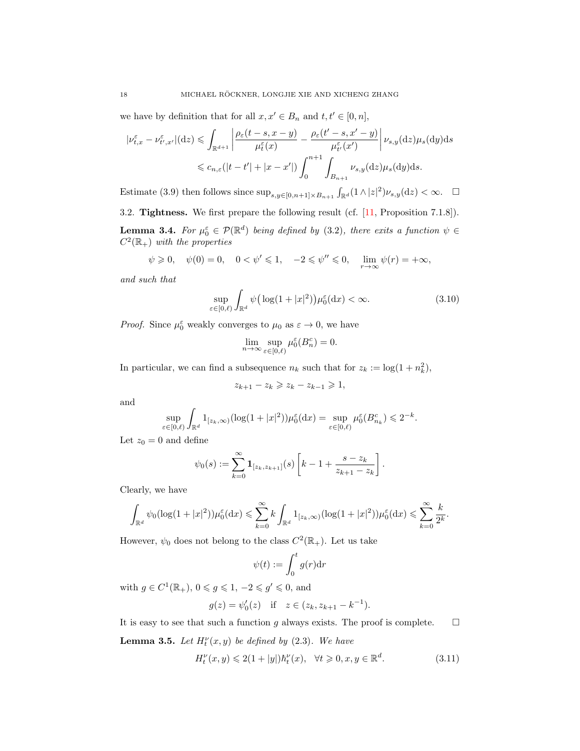we have by definition that for all $x, x' \in B_n$ and $t, t' \in [0, n]$,

$$
\begin{aligned}
|\nu^\varepsilon_{t,x} - \nu^\varepsilon_{t',x'}|(\mathrm{d}z) &\leqslant \int_{\mathbb{R}^{d+1}} \left| \frac{\rho_\varepsilon(t-s, x-y)}{\mu^\varepsilon_t(x)} - \frac{\rho_\varepsilon(t'-s, x'-y)}{\mu^\varepsilon_{t'}(x')} \right| \nu_{s,y}(\mathrm{d}z)\mu_s(\mathrm{d}y)\mathrm{d}s \\
&\leqslant c_{n,\varepsilon}(|t-t'| + |x-x'|) \int_0^{n+1} \int_{B_{n+1}} \nu_{s,y}(\mathrm{d}z)\mu_s(\mathrm{d}y)\mathrm{d}s.
\end{aligned}
$$

Estimate (3.9) then follows since $\sup_{s,y\in[0,n+1]\times B_{n+1}} \int_{\mathbb{R}^d} (1 \wedge |z|^2)\nu_{s,y}(\mathrm{d}z) < \infty$. $\square$

3.2. **Tightness.** We first prepare the following result (cf. [11, Proposition 7.1.8]).

**Lemma 3.4.** *For $\mu^\varepsilon_0 \in \mathcal{P}(\mathbb{R}^d)$ being defined by (3.2), there exits a function $\psi \in C^2(\mathbb{R}_+)$ with the properties*

$$
\psi \geqslant 0, \quad \psi(0) = 0, \quad 0 < \psi' \leqslant 1, \quad -2 \leqslant \psi'' \leqslant 0, \quad \lim_{r\to\infty} \psi(r) = +\infty,
$$

*and such that*

$$
\sup_{\varepsilon\in[0,\ell)} \int_{\mathbb{R}^d} \psi\big(\log(1+|x|^2)\big)\mu^\varepsilon_0(\mathrm{d}x) < \infty. \tag{3.10}
$$

*Proof.* Since $\mu^\varepsilon_0$ weakly converges to $\mu_0$ as $\varepsilon \to 0$, we have

$$
\lim_{n\to\infty} \sup_{\varepsilon\in[0,\ell)} \mu^\varepsilon_0(B^c_n) = 0.
$$

In particular, we can find a subsequence $n_k$ such that for $z_k := \log(1 + n_k^2)$,

$$
z_{k+1} - z_k \geqslant z_k - z_{k-1} \geqslant 1,
$$

and

$$
\sup_{\varepsilon\in[0,\ell)} \int_{\mathbb{R}^d} 1_{[z_k,\infty)}(\log(1+|x|^2))\mu^\varepsilon_0(\mathrm{d}x) = \sup_{\varepsilon\in[0,\ell)} \mu^\varepsilon_0(B^c_{n_k}) \leqslant 2^{-k}.
$$

Let $z_0 = 0$ and define

$$
\psi_0(s) := \sum_{k=0}^\infty \mathbf{1}_{[z_k,z_{k+1}]}(s) \left[ k - 1 + \frac{s - z_k}{z_{k+1} - z_k} \right].
$$

Clearly, we have

$$
\int_{\mathbb{R}^d} \psi_0(\log(1+|x|^2))\mu^\varepsilon_0(\mathrm{d}x) \leqslant \sum_{k=0}^\infty k \int_{\mathbb{R}^d} 1_{[z_k,\infty)}(\log(1+|x|^2))\mu^\varepsilon_0(\mathrm{d}x) \leqslant \sum_{k=0}^\infty \frac{k}{2^k}.
$$

However, $\psi_0$ does not belong to the class $C^2(\mathbb{R}_+)$. Let us take

$$
\psi(t) := \int_0^t g(r)\mathrm{d}r
$$

with $g \in C^1(\mathbb{R}_+)$, $0 \leqslant g \leqslant 1$, $-2 \leqslant g' \leqslant 0$, and

$$
g(z) = \psi'_0(z) \quad \text{if} \quad z \in (z_k, z_{k+1} - k^{-1}).
$$

It is easy to see that such a function $g$ always exists. The proof is complete. $\square$

**Lemma 3.5.** *Let $H^\nu_t(x,y)$ be defined by (2.3). We have*

$$
H^\nu_t(x,y) \leqslant 2(1+|y|)\hbar^\nu_t(x), \quad \forall t \geqslant 0, x, y \in \mathbb{R}^d. \tag{3.11}
$$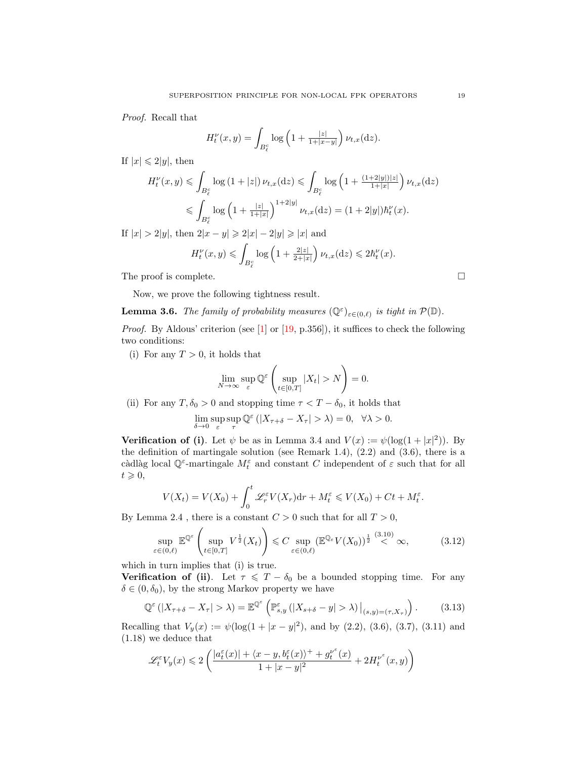*Proof.* Recall that

$$H_t^\nu(x,y) = \int_{B_\ell^c} \log\left(1 + \tfrac{|z|}{1+|x-y|}\right) \nu_{t,x}(\mathrm{d}z).$$

If $|x| \leqslant 2|y|$, then

$$\begin{aligned} H_t^\nu(x,y) &\leqslant \int_{B_\ell^c} \log\left(1 + |z|\right) \nu_{t,x}(\mathrm{d}z) \leqslant \int_{B_\ell^c} \log\left(1 + \tfrac{(1+2|y|)|z|}{1+|x|}\right) \nu_{t,x}(\mathrm{d}z) \\ &\leqslant \int_{B_\ell^c} \log\left(1 + \tfrac{|z|}{1+|x|}\right)^{1+2|y|} \nu_{t,x}(\mathrm{d}z) = (1+2|y|)\hbar_t^\nu(x). \end{aligned}$$

If $|x| > 2|y|$, then $2|x-y| \geqslant 2|x| - 2|y| \geqslant |x|$ and

$$H_t^\nu(x,y) \leqslant \int_{B_\ell^c} \log\left(1 + \tfrac{2|z|}{2+|x|}\right) \nu_{t,x}(\mathrm{d}z) \leqslant 2\hbar_t^\nu(x).$$

The proof is complete. □

Now, we prove the following tightness result.

**Lemma 3.6.** *The family of probability measures $(\mathbb{Q}^\varepsilon)_{\varepsilon\in(0,\ell)}$ is tight in $\mathcal{P}(\mathbb{D})$.*

*Proof.* By Aldous' criterion (see [1] or [19, p.356]), it suffices to check the following two conditions:

(i) For any $T > 0$, it holds that

$$\lim_{N\to\infty} \sup_{\varepsilon} \mathbb{Q}^\varepsilon\left(\sup_{t\in[0,T]} |X_t| > N\right) = 0.$$

(ii) For any $T, \delta_0 > 0$ and stopping time $\tau < T - \delta_0$, it holds that

$$\lim_{\delta\to 0} \sup_{\varepsilon} \sup_{\tau} \mathbb{Q}^\varepsilon\left(|X_{\tau+\delta} - X_\tau| > \lambda\right) = 0, \quad \forall \lambda > 0.$$

**Verification of (i)**. Let $\psi$ be as in Lemma 3.4 and $V(x) := \psi(\log(1+|x|^2))$. By the definition of martingale solution (see Remark 1.4), (2.2) and (3.6), there is a càdlàg local $\mathbb{Q}^\varepsilon$-martingale $M_t^\varepsilon$ and constant $C$ independent of $\varepsilon$ such that for all $t \geqslant 0$,

$$V(X_t) = V(X_0) + \int_0^t \mathscr{L}_r^\varepsilon V(X_r)\mathrm{d}r + M_t^\varepsilon \leqslant V(X_0) + Ct + M_t^\varepsilon.$$

By Lemma 2.4 , there is a constant $C > 0$ such that for all $T > 0$,

$$\sup_{\varepsilon\in(0,\ell)} \mathbb{E}^{\mathbb{Q}^\varepsilon}\left(\sup_{t\in[0,T]} V^{\frac{1}{2}}(X_t)\right) \leqslant C \sup_{\varepsilon\in(0,\ell)} \left(\mathbb{E}^{\mathbb{Q}_\varepsilon} V(X_0)\right)^{\frac{1}{2}} \overset{(3.10)}{<} \infty, \tag{3.12}$$

which in turn implies that (i) is true.

**Verification of (ii)**. Let $\tau \leqslant T - \delta_0$ be a bounded stopping time. For any $\delta \in (0, \delta_0)$, by the strong Markov property we have

$$\mathbb{Q}^\varepsilon\left(|X_{\tau+\delta} - X_\tau| > \lambda\right) = \mathbb{E}^{\mathbb{Q}^\varepsilon}\left(\mathbb{P}_{s,y}^\varepsilon\left(|X_{s+\delta} - y| > \lambda\right)\big|_{(s,y)=(\tau,X_\tau)}\right). \tag{3.13}$$

Recalling that $V_y(x) := \psi(\log(1+|x-y|^2)$, and by (2.2), (3.6), (3.7), (3.11) and (1.18) we deduce that

$$\mathscr{L}_t^\varepsilon V_y(x) \leqslant 2\left(\frac{|a_t^\varepsilon(x)| + \langle x-y, b_t^\varepsilon(x)\rangle^+ + g_t^{\nu^\varepsilon}(x)}{1+|x-y|^2} + 2H_t^{\nu^\varepsilon}(x,y)\right)$$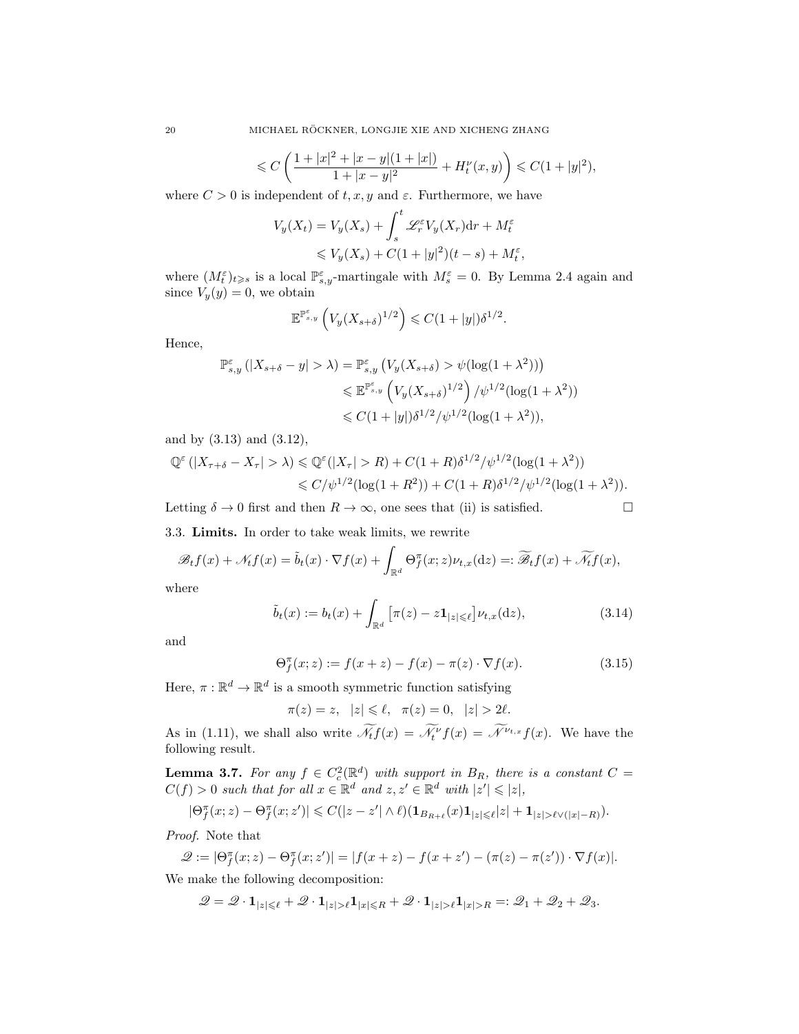$$\leqslant C\left(\frac{1+|x|^2+|x-y|(1+|x|)}{1+|x-y|^2}+H^\nu_t(x,y)\right)\leqslant C(1+|y|^2),$$

where $C>0$ is independent of $t,x,y$ and $\varepsilon$. Furthermore, we have

$$\begin{aligned}V_y(X_t)&=V_y(X_s)+\int_s^t\mathscr{L}^\varepsilon_r V_y(X_r)\mathrm{d}r+M^\varepsilon_t\\&\leqslant V_y(X_s)+C(1+|y|^2)(t-s)+M^\varepsilon_t,\end{aligned}$$

where $(M^\varepsilon_t)_{t\geqslant s}$ is a local $\mathbb{P}^\varepsilon_{s,y}$-martingale with $M^\varepsilon_s=0$. By Lemma 2.4 again and since $V_y(y)=0$, we obtain

$$\mathbb{E}^{\mathbb{P}^\varepsilon_{s,y}}\left(V_y(X_{s+\delta})^{1/2}\right)\leqslant C(1+|y|)\delta^{1/2}.$$

Hence,

$$\begin{aligned}\mathbb{P}^\varepsilon_{s,y}\left(|X_{s+\delta}-y|>\lambda\right)&=\mathbb{P}^\varepsilon_{s,y}\left(V_y(X_{s+\delta})>\psi(\log(1+\lambda^2))\right)\\&\leqslant\mathbb{E}^{\mathbb{P}^\varepsilon_{s,y}}\left(V_y(X_{s+\delta})^{1/2}\right)/\psi^{1/2}(\log(1+\lambda^2))\\&\leqslant C(1+|y|)\delta^{1/2}/\psi^{1/2}(\log(1+\lambda^2)),\end{aligned}$$

and by (3.13) and (3.12),

$$\begin{aligned}\mathbb{Q}^\varepsilon\left(|X_{\tau+\delta}-X_\tau|>\lambda\right)&\leqslant\mathbb{Q}^\varepsilon(|X_\tau|>R)+C(1+R)\delta^{1/2}/\psi^{1/2}(\log(1+\lambda^2))\\&\leqslant C/\psi^{1/2}(\log(1+R^2))+C(1+R)\delta^{1/2}/\psi^{1/2}(\log(1+\lambda^2)).\end{aligned}$$

Letting $\delta\to0$ first and then $R\to\infty$, one sees that (ii) is satisfied. □

### 3.3. Limits.

In order to take weak limits, we rewrite

$$\mathscr{B}_tf(x)+\mathscr{N}_tf(x)=\tilde b_t(x)\cdot\nabla f(x)+\int_{\mathbb{R}^d}\Theta^\pi_f(x;z)\nu_{t,x}(\mathrm{d}z)=:\widetilde{\mathscr{B}}_tf(x)+\widetilde{\mathscr{N}}_tf(x),$$

where

$$\tilde b_t(x):=b_t(x)+\int_{\mathbb{R}^d}\big[\pi(z)-z\mathbf{1}_{|z|\leqslant\ell}\big]\nu_{t,x}(\mathrm{d}z),\tag{3.14}$$

and

$$\Theta^\pi_f(x;z):=f(x+z)-f(x)-\pi(z)\cdot\nabla f(x).\tag{3.15}$$

Here, $\pi:\mathbb{R}^d\to\mathbb{R}^d$ is a smooth symmetric function satisfying

$$\pi(z)=z,\quad|z|\leqslant\ell,\quad\pi(z)=0,\quad|z|>2\ell.$$

As in (1.11), we shall also write $\widetilde{\mathscr{N}}_tf(x)=\widetilde{\mathscr{N}}^\nu_tf(x)=\widetilde{\mathscr{N}}^{\nu_{t,x}}f(x)$. We have the following result.

**Lemma 3.7.** *For any $f\in C^2_c(\mathbb{R}^d)$ with support in $B_R$, there is a constant $C=C(f)>0$ such that for all $x\in\mathbb{R}^d$ and $z,z'\in\mathbb{R}^d$ with $|z'|\leqslant|z|$,*

$$|\Theta^\pi_f(x;z)-\Theta^\pi_f(x;z')|\leqslant C(|z-z'|\wedge\ell)(\mathbf{1}_{B_{R+\ell}}(x)\mathbf{1}_{|z|\leqslant\ell}|z|+\mathbf{1}_{|z|>\ell\vee(|x|-R)}).$$

*Proof.* Note that

$$\mathscr{Q}:=|\Theta^\pi_f(x;z)-\Theta^\pi_f(x;z')|=|f(x+z)-f(x+z')-(\pi(z)-\pi(z'))\cdot\nabla f(x)|.$$

We make the following decomposition:

$$\mathscr{Q}=\mathscr{Q}\cdot\mathbf{1}_{|z|\leqslant\ell}+\mathscr{Q}\cdot\mathbf{1}_{|z|>\ell}\mathbf{1}_{|x|\leqslant R}+\mathscr{Q}\cdot\mathbf{1}_{|z|>\ell}\mathbf{1}_{|x|>R}=:\mathscr{Q}_1+\mathscr{Q}_2+\mathscr{Q}_3.$$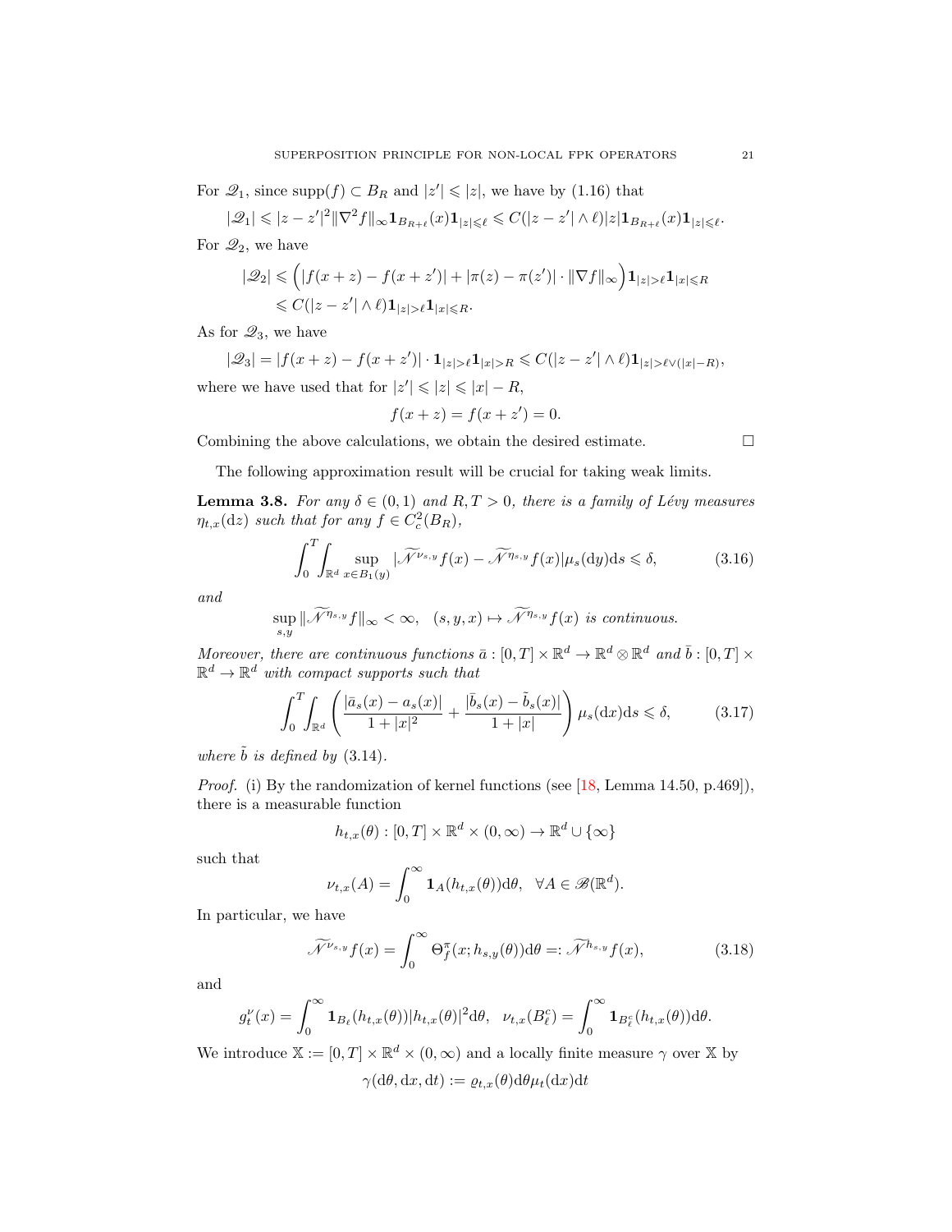For $\mathscr{Q}_1$, since $\mathrm{supp}(f) \subset B_R$ and $|z'| \leqslant |z|$, we have by (1.16) that

$$|\mathscr{Q}_1| \leqslant |z - z'|^2 \|\nabla^2 f\|_\infty \mathbf{1}_{B_{R+\ell}}(x)\mathbf{1}_{|z|\leqslant \ell} \leqslant C(|z-z'| \wedge \ell)|z|\mathbf{1}_{B_{R+\ell}}(x)\mathbf{1}_{|z|\leqslant \ell}.$$

For $\mathscr{Q}_2$, we have

$$\begin{aligned}
|\mathscr{Q}_2| &\leqslant \Big(|f(x+z) - f(x+z')| + |\pi(z) - \pi(z')| \cdot \|\nabla f\|_\infty\Big)\mathbf{1}_{|z|>\ell}\mathbf{1}_{|x|\leqslant R} \\
&\leqslant C(|z-z'| \wedge \ell)\mathbf{1}_{|z|>\ell}\mathbf{1}_{|x|\leqslant R}.
\end{aligned}$$

As for $\mathscr{Q}_3$, we have

$$|\mathscr{Q}_3| = |f(x+z) - f(x+z')| \cdot \mathbf{1}_{|z|>\ell}\mathbf{1}_{|x|>R} \leqslant C(|z-z'| \wedge \ell)\mathbf{1}_{|z|>\ell \vee (|x|-R)},$$

where we have used that for $|z'| \leqslant |z| \leqslant |x| - R$,

$$f(x+z) = f(x+z') = 0.$$

Combining the above calculations, we obtain the desired estimate. $\square$

The following approximation result will be crucial for taking weak limits.

**Lemma 3.8.** *For any $\delta \in (0,1)$ and $R, T > 0$, there is a family of Lévy measures $\eta_{t,x}(\mathrm{d}z)$ such that for any $f \in C_c^2(B_R)$,*

$$\int_0^T \int_{\mathbb{R}^d} \sup_{x \in B_1(y)} |\widetilde{\mathscr{N}}^{\nu_{s,y}} f(x) - \widetilde{\mathscr{N}}^{\eta_{s,y}} f(x)| \mu_s(\mathrm{d}y)\mathrm{d}s \leqslant \delta, \tag{3.16}$$

*and*

$$\sup_{s,y} \|\widetilde{\mathscr{N}}^{\eta_{s,y}} f\|_\infty < \infty, \quad (s,y,x) \mapsto \widetilde{\mathscr{N}}^{\eta_{s,y}} f(x) \text{ is continuous.}$$

*Moreover, there are continuous functions $\bar{a} : [0,T] \times \mathbb{R}^d \to \mathbb{R}^d \otimes \mathbb{R}^d$ and $\bar{b} : [0,T] \times \mathbb{R}^d \to \mathbb{R}^d$ with compact supports such that*

$$\int_0^T \int_{\mathbb{R}^d} \left( \frac{|\bar{a}_s(x) - a_s(x)|}{1+|x|^2} + \frac{|\bar{b}_s(x) - \tilde{b}_s(x)|}{1+|x|} \right) \mu_s(\mathrm{d}x)\mathrm{d}s \leqslant \delta, \tag{3.17}$$

*where $\tilde{b}$ is defined by (3.14).*

*Proof.* (i) By the randomization of kernel functions (see [18, Lemma 14.50, p.469]), there is a measurable function

$$h_{t,x}(\theta) : [0,T] \times \mathbb{R}^d \times (0,\infty) \to \mathbb{R}^d \cup \{\infty\}$$

such that

$$\nu_{t,x}(A) = \int_0^\infty \mathbf{1}_A(h_{t,x}(\theta))\mathrm{d}\theta, \quad \forall A \in \mathscr{B}(\mathbb{R}^d).$$

In particular, we have

$$\widetilde{\mathscr{N}}^{\nu_{s,y}} f(x) = \int_0^\infty \Theta_f^\pi(x; h_{s,y}(\theta))\mathrm{d}\theta =: \widetilde{\mathscr{N}}^{h_{s,y}} f(x), \tag{3.18}$$

and

$$g_t^\nu(x) = \int_0^\infty \mathbf{1}_{B_\ell}(h_{t,x}(\theta))|h_{t,x}(\theta)|^2 \mathrm{d}\theta, \quad \nu_{t,x}(B_\ell^c) = \int_0^\infty \mathbf{1}_{B_\ell^c}(h_{t,x}(\theta))\mathrm{d}\theta.$$

We introduce $\mathbb{X} := [0,T] \times \mathbb{R}^d \times (0,\infty)$ and a locally finite measure $\gamma$ over $\mathbb{X}$ by

$$\gamma(\mathrm{d}\theta, \mathrm{d}x, \mathrm{d}t) := \varrho_{t,x}(\theta)\mathrm{d}\theta\mu_t(\mathrm{d}x)\mathrm{d}t$$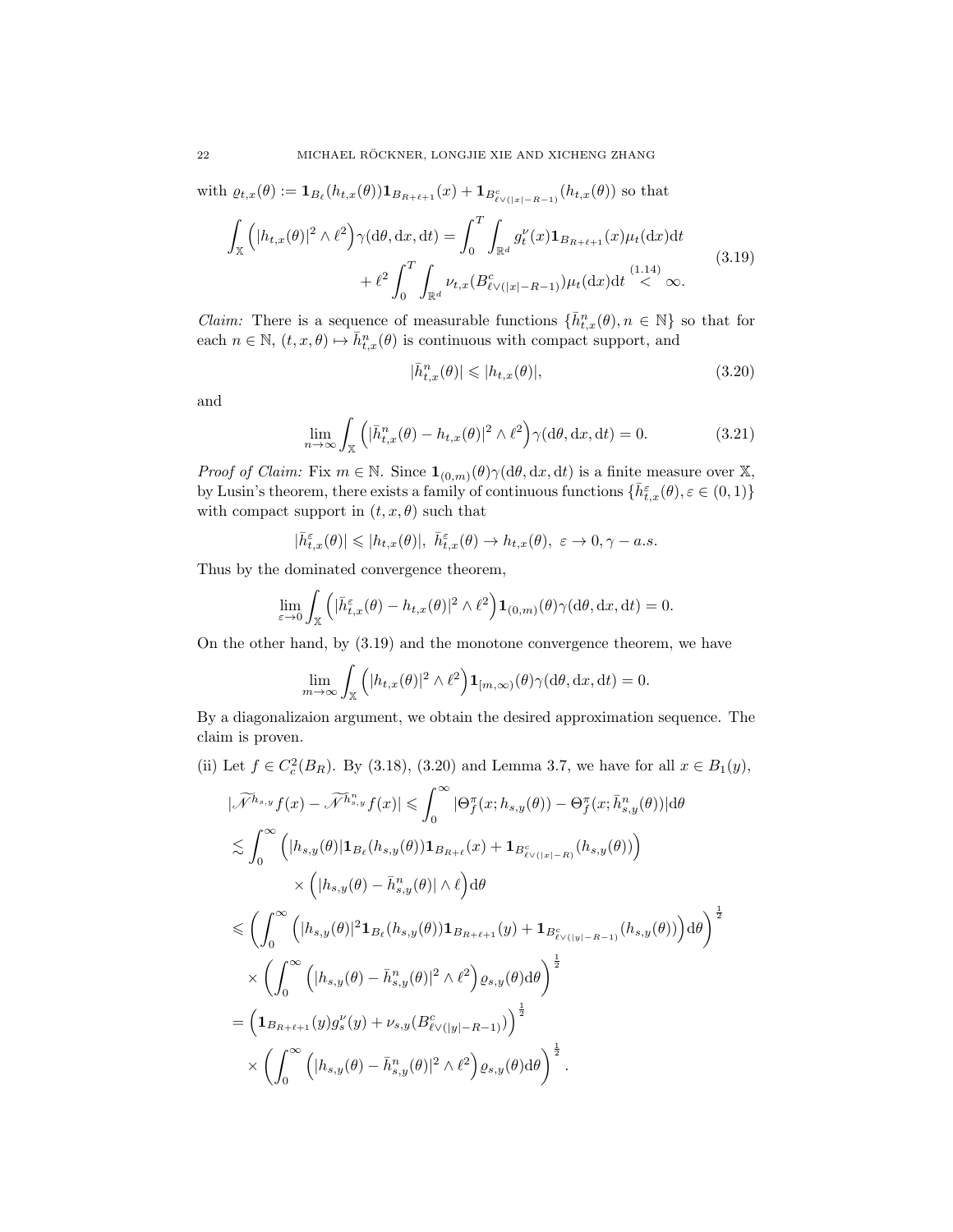with $\varrho_{t,x}(\theta) := \mathbf{1}_{B_\ell}(h_{t,x}(\theta))\mathbf{1}_{B_{R+\ell+1}}(x) + \mathbf{1}_{B^c_{\ell\vee(|x|-R-1)}}(h_{t,x}(\theta))$ so that

$$
\begin{aligned}
\int_{\mathbb{X}} \Big(|h_{t,x}(\theta)|^2 \wedge \ell^2\Big)\gamma(\mathrm{d}\theta, \mathrm{d}x, \mathrm{d}t) &= \int_0^T \int_{\mathbb{R}^d} g^\nu_t(x)\mathbf{1}_{B_{R+\ell+1}}(x)\mu_t(\mathrm{d}x)\mathrm{d}t \\
&\quad + \ell^2 \int_0^T \int_{\mathbb{R}^d} \nu_{t,x}(B^c_{\ell\vee(|x|-R-1)})\mu_t(\mathrm{d}x)\mathrm{d}t \overset{(1.14)}{<} \infty.
\end{aligned}
\tag{3.19}
$$

*Claim:* There is a sequence of measurable functions $\{\bar{h}^n_{t,x}(\theta), n \in \mathbb{N}\}$ so that for each $n \in \mathbb{N}$, $(t, x, \theta) \mapsto \bar{h}^n_{t,x}(\theta)$ is continuous with compact support, and

$$
|\bar{h}^n_{t,x}(\theta)| \leqslant |h_{t,x}(\theta)|, \tag{3.20}
$$

and

$$
\lim_{n\to\infty} \int_{\mathbb{X}} \Big(|\bar{h}^n_{t,x}(\theta) - h_{t,x}(\theta)|^2 \wedge \ell^2\Big)\gamma(\mathrm{d}\theta, \mathrm{d}x, \mathrm{d}t) = 0. \tag{3.21}
$$

*Proof of Claim:* Fix $m \in \mathbb{N}$. Since $\mathbf{1}_{(0,m)}(\theta)\gamma(\mathrm{d}\theta, \mathrm{d}x, \mathrm{d}t)$ is a finite measure over $\mathbb{X}$, by Lusin's theorem, there exists a family of continuous functions $\{\bar{h}^\varepsilon_{t,x}(\theta), \varepsilon \in (0,1)\}$ with compact support in $(t, x, \theta)$ such that

$$
|\bar{h}^\varepsilon_{t,x}(\theta)| \leqslant |h_{t,x}(\theta)|, \ \bar{h}^\varepsilon_{t,x}(\theta) \to h_{t,x}(\theta), \ \varepsilon \to 0, \gamma - a.s.
$$

Thus by the dominated convergence theorem,

$$
\lim_{\varepsilon\to 0} \int_{\mathbb{X}} \Big(|\bar{h}^\varepsilon_{t,x}(\theta) - h_{t,x}(\theta)|^2 \wedge \ell^2\Big)\mathbf{1}_{(0,m)}(\theta)\gamma(\mathrm{d}\theta, \mathrm{d}x, \mathrm{d}t) = 0.
$$

On the other hand, by (3.19) and the monotone convergence theorem, we have

$$
\lim_{m\to\infty} \int_{\mathbb{X}} \Big(|h_{t,x}(\theta)|^2 \wedge \ell^2\Big)\mathbf{1}_{[m,\infty)}(\theta)\gamma(\mathrm{d}\theta, \mathrm{d}x, \mathrm{d}t) = 0.
$$

By a diagonalizaion argument, we obtain the desired approximation sequence. The claim is proven.

(ii) Let $f \in C^2_c(B_R)$. By (3.18), (3.20) and Lemma 3.7, we have for all $x \in B_1(y)$,

$$
\begin{aligned}
&|\widetilde{\mathscr{N}}^{h_{s,y}} f(x) - \widetilde{\mathscr{N}}^{\bar{h}^n_{s,y}} f(x)| \leqslant \int_0^\infty |\Theta^\pi_f(x; h_{s,y}(\theta)) - \Theta^\pi_f(x; \bar{h}^n_{s,y}(\theta))|\mathrm{d}\theta \\
&\lesssim \int_0^\infty \Big(|h_{s,y}(\theta)|\mathbf{1}_{B_\ell}(h_{s,y}(\theta))\mathbf{1}_{B_{R+\ell}}(x) + \mathbf{1}_{B^c_{\ell\vee(|x|-R)}}(h_{s,y}(\theta))\Big) \\
&\qquad\quad \times \Big(|h_{s,y}(\theta) - \bar{h}^n_{s,y}(\theta)| \wedge \ell\Big)\mathrm{d}\theta \\
&\leqslant \left(\int_0^\infty \Big(|h_{s,y}(\theta)|^2\mathbf{1}_{B_\ell}(h_{s,y}(\theta))\mathbf{1}_{B_{R+\ell+1}}(y) + \mathbf{1}_{B^c_{\ell\vee(|y|-R-1)}}(h_{s,y}(\theta))\Big)\mathrm{d}\theta\right)^{\frac{1}{2}} \\
&\quad \times \left(\int_0^\infty \Big(|h_{s,y}(\theta) - \bar{h}^n_{s,y}(\theta)|^2 \wedge \ell^2\Big)\varrho_{s,y}(\theta)\mathrm{d}\theta\right)^{\frac{1}{2}} \\
&= \Big(\mathbf{1}_{B_{R+\ell+1}}(y)g^\nu_s(y) + \nu_{s,y}(B^c_{\ell\vee(|y|-R-1)})\Big)^{\frac{1}{2}} \\
&\quad \times \left(\int_0^\infty \Big(|h_{s,y}(\theta) - \bar{h}^n_{s,y}(\theta)|^2 \wedge \ell^2\Big)\varrho_{s,y}(\theta)\mathrm{d}\theta\right)^{\frac{1}{2}}.
\end{aligned}
$$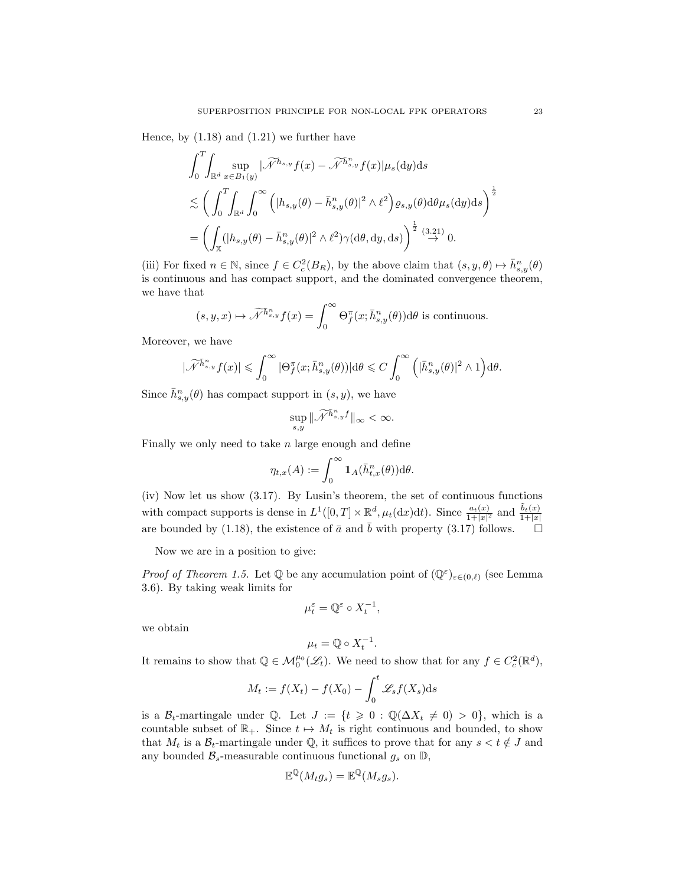Hence, by (1.18) and (1.21) we further have

$$
\begin{aligned}
&\int_0^T\int_{\mathbb{R}^d}\sup_{x\in B_1(y)}|\widetilde{\mathscr{N}}^{h_{s,y}}f(x)-\widetilde{\mathscr{N}}^{\bar h^n_{s,y}}f(x)|\mu_s(\mathrm{d}y)\mathrm{d}s\\
&\lesssim \bigg(\int_0^T\int_{\mathbb{R}^d}\int_0^\infty\Big(|h_{s,y}(\theta)-\bar h^n_{s,y}(\theta)|^2\wedge\ell^2\Big)\varrho_{s,y}(\theta)\mathrm{d}\theta\mu_s(\mathrm{d}y)\mathrm{d}s\bigg)^{\frac12}\\
&=\bigg(\int_{\mathbb{X}}(|h_{s,y}(\theta)-\bar h^n_{s,y}(\theta)|^2\wedge\ell^2)\gamma(\mathrm{d}\theta,\mathrm{d}y,\mathrm{d}s)\bigg)^{\frac12}\overset{(3.21)}{\to}0.
\end{aligned}
$$

(iii) For fixed $n\in\mathbb{N}$, since $f\in C^2_c(B_R)$, by the above claim that $(s,y,\theta)\mapsto\bar h^n_{s,y}(\theta)$ is continuous and has compact support, and the dominated convergence theorem, we have that

$$
(s,y,x)\mapsto\widetilde{\mathscr{N}}^{\bar h^n_{s,y}}f(x)=\int_0^\infty\Theta^\pi_f(x;\bar h^n_{s,y}(\theta))\mathrm{d}\theta \text{ is continuous.}
$$

Moreover, we have

$$
|\widetilde{\mathscr{N}}^{\bar h^n_{s,y}}f(x)|\leqslant\int_0^\infty|\Theta^\pi_f(x;\bar h^n_{s,y}(\theta))|\mathrm{d}\theta\leqslant C\int_0^\infty\Big(|\bar h^n_{s,y}(\theta)|^2\wedge1\Big)\mathrm{d}\theta.
$$

Since $\bar h^n_{s,y}(\theta)$ has compact support in $(s,y)$, we have

$$
\sup_{s,y}\|\widetilde{\mathscr{N}}^{\bar h^n_{s,y}}f\|_\infty<\infty.
$$

Finally we only need to take $n$ large enough and define

$$
\eta_{t,x}(A):=\int_0^\infty\mathbf{1}_A(\bar h^n_{t,x}(\theta))\mathrm{d}\theta.
$$

(iv) Now let us show (3.17). By Lusin's theorem, the set of continuous functions with compact supports is dense in $L^1([0,T]\times\mathbb{R}^d,\mu_t(\mathrm{d}x)\mathrm{d}t)$. Since $\frac{a_t(x)}{1+|x|^2}$ and $\frac{\tilde b_t(x)}{1+|x|}$ are bounded by (1.18), the existence of $\bar a$ and $\bar b$ with property (3.17) follows. $\square$

Now we are in a position to give:

*Proof of Theorem 1.5.* Let $\mathbb{Q}$ be any accumulation point of $(\mathbb{Q}^\varepsilon)_{\varepsilon\in(0,\ell)}$ (see Lemma 3.6). By taking weak limits for

$$
\mu^\varepsilon_t=\mathbb{Q}^\varepsilon\circ X_t^{-1},
$$

we obtain

$$
\mu_t=\mathbb{Q}\circ X_t^{-1}.
$$

It remains to show that $\mathbb{Q}\in\mathcal{M}^{\mu_0}_0(\mathscr{L}_t)$. We need to show that for any $f\in C^2_c(\mathbb{R}^d)$,

$$
M_t:=f(X_t)-f(X_0)-\int_0^t\mathscr{L}_sf(X_s)\mathrm{d}s
$$

is a $\mathcal{B}_t$-martingale under $\mathbb{Q}$. Let $J:=\{t\geqslant0:\mathbb{Q}(\Delta X_t\neq0)>0\}$, which is a countable subset of $\mathbb{R}_+$. Since $t\mapsto M_t$ is right continuous and bounded, to show that $M_t$ is a $\mathcal{B}_t$-martingale under $\mathbb{Q}$, it suffices to prove that for any $s<t\notin J$ and any bounded $\mathcal{B}_s$-measurable continuous functional $g_s$ on $\mathbb{D}$,

$$
\mathbb{E}^{\mathbb{Q}}(M_tg_s)=\mathbb{E}^{\mathbb{Q}}(M_sg_s).
$$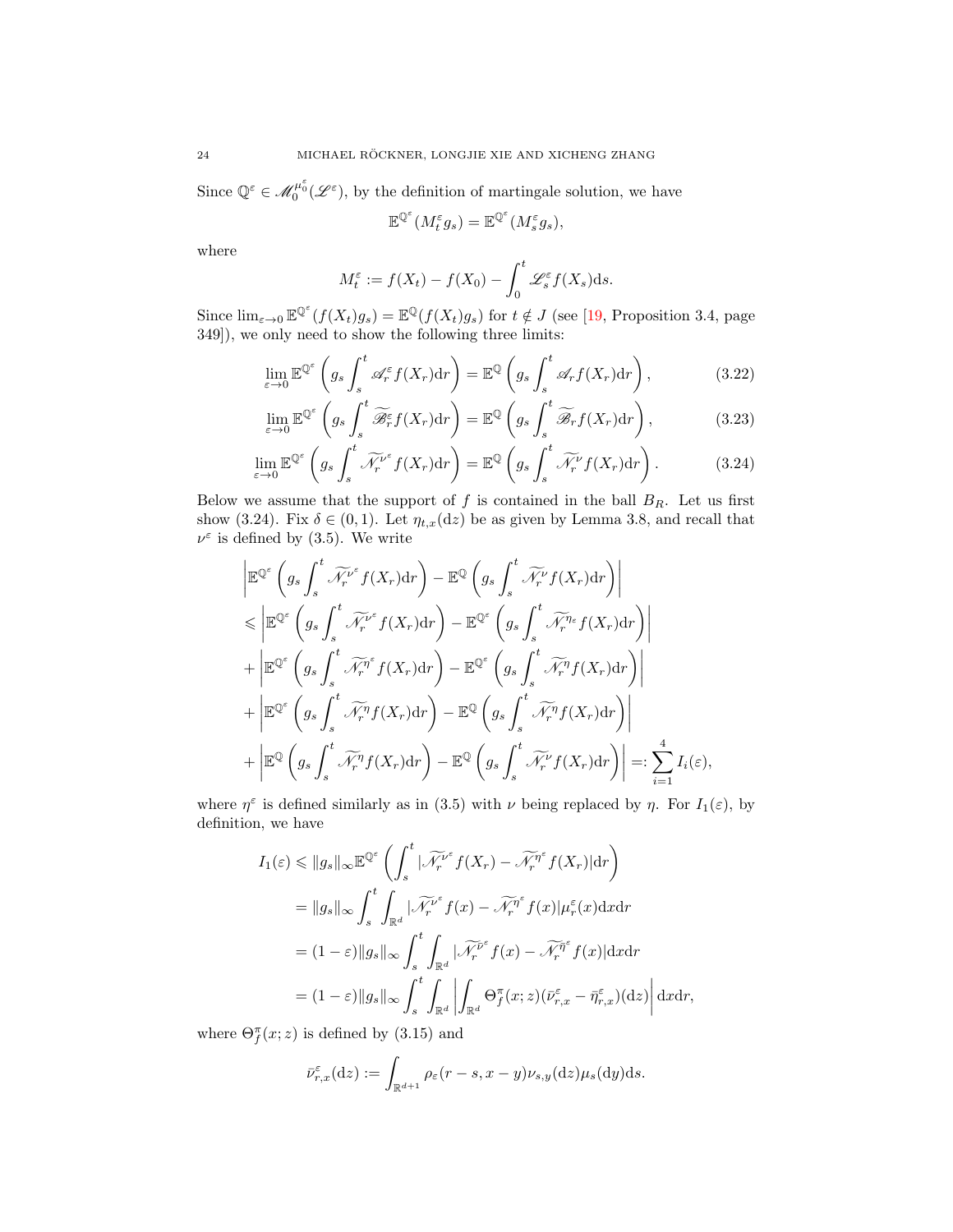Since $\mathbb{Q}^\varepsilon \in \mathscr{M}_0^{\mu_0^\varepsilon}(\mathscr{L}^\varepsilon)$, by the definition of martingale solution, we have

$$\mathbb{E}^{\mathbb{Q}^\varepsilon}(M_t^\varepsilon g_s) = \mathbb{E}^{\mathbb{Q}^\varepsilon}(M_s^\varepsilon g_s),$$

where

$$M_t^\varepsilon := f(X_t) - f(X_0) - \int_0^t \mathscr{L}_s^\varepsilon f(X_s)\mathrm{d}s.$$

Since $\lim_{\varepsilon\to 0}\mathbb{E}^{\mathbb{Q}^\varepsilon}(f(X_t)g_s) = \mathbb{E}^{\mathbb{Q}}(f(X_t)g_s)$ for $t \notin J$ (see [19, Proposition 3.4, page 349]), we only need to show the following three limits:

$$\lim_{\varepsilon\to 0}\mathbb{E}^{\mathbb{Q}^\varepsilon}\left(g_s\int_s^t \mathscr{A}_r^\varepsilon f(X_r)\mathrm{d}r\right) = \mathbb{E}^{\mathbb{Q}}\left(g_s\int_s^t \mathscr{A}_r f(X_r)\mathrm{d}r\right), \tag{3.22}$$

$$\lim_{\varepsilon\to 0}\mathbb{E}^{\mathbb{Q}^\varepsilon}\left(g_s\int_s^t \widetilde{\mathscr{B}}_r^\varepsilon f(X_r)\mathrm{d}r\right) = \mathbb{E}^{\mathbb{Q}}\left(g_s\int_s^t \widetilde{\mathscr{B}}_r f(X_r)\mathrm{d}r\right), \tag{3.23}$$

$$\lim_{\varepsilon\to 0}\mathbb{E}^{\mathbb{Q}^\varepsilon}\left(g_s\int_s^t \widetilde{\mathscr{N}_r}^{\nu^\varepsilon} f(X_r)\mathrm{d}r\right) = \mathbb{E}^{\mathbb{Q}}\left(g_s\int_s^t \widetilde{\mathscr{N}_r}^{\nu} f(X_r)\mathrm{d}r\right). \tag{3.24}$$

Below we assume that the support of $f$ is contained in the ball $B_R$. Let us first show (3.24). Fix $\delta \in (0,1)$. Let $\eta_{t,x}(\mathrm{d}z)$ be as given by Lemma 3.8, and recall that $\nu^\varepsilon$ is defined by (3.5). We write

$$\begin{aligned}
&\left|\mathbb{E}^{\mathbb{Q}^\varepsilon}\left(g_s\int_s^t \widetilde{\mathscr{N}_r}^{\nu^\varepsilon} f(X_r)\mathrm{d}r\right) - \mathbb{E}^{\mathbb{Q}}\left(g_s\int_s^t \widetilde{\mathscr{N}_r}^{\nu} f(X_r)\mathrm{d}r\right)\right| \\
&\leqslant \left|\mathbb{E}^{\mathbb{Q}^\varepsilon}\left(g_s\int_s^t \widetilde{\mathscr{N}_r}^{\nu^\varepsilon} f(X_r)\mathrm{d}r\right) - \mathbb{E}^{\mathbb{Q}^\varepsilon}\left(g_s\int_s^t \widetilde{\mathscr{N}_r}^{\eta_\varepsilon} f(X_r)\mathrm{d}r\right)\right| \\
&+ \left|\mathbb{E}^{\mathbb{Q}^\varepsilon}\left(g_s\int_s^t \widetilde{\mathscr{N}_r}^{\eta^\varepsilon} f(X_r)\mathrm{d}r\right) - \mathbb{E}^{\mathbb{Q}^\varepsilon}\left(g_s\int_s^t \widetilde{\mathscr{N}_r}^{\eta} f(X_r)\mathrm{d}r\right)\right| \\
&+ \left|\mathbb{E}^{\mathbb{Q}^\varepsilon}\left(g_s\int_s^t \widetilde{\mathscr{N}_r}^{\eta} f(X_r)\mathrm{d}r\right) - \mathbb{E}^{\mathbb{Q}}\left(g_s\int_s^t \widetilde{\mathscr{N}_r}^{\eta} f(X_r)\mathrm{d}r\right)\right| \\
&+ \left|\mathbb{E}^{\mathbb{Q}}\left(g_s\int_s^t \widetilde{\mathscr{N}_r}^{\eta} f(X_r)\mathrm{d}r\right) - \mathbb{E}^{\mathbb{Q}}\left(g_s\int_s^t \widetilde{\mathscr{N}_r}^{\nu} f(X_r)\mathrm{d}r\right)\right| =: \sum_{i=1}^4 I_i(\varepsilon),
\end{aligned}$$

where $\eta^\varepsilon$ is defined similarly as in (3.5) with $\nu$ being replaced by $\eta$. For $I_1(\varepsilon)$, by definition, we have

$$\begin{aligned}
I_1(\varepsilon) &\leqslant \|g_s\|_\infty \mathbb{E}^{\mathbb{Q}^\varepsilon}\left(\int_s^t |\widetilde{\mathscr{N}_r}^{\nu^\varepsilon} f(X_r) - \widetilde{\mathscr{N}_r}^{\eta^\varepsilon} f(X_r)|\mathrm{d}r\right) \\
&= \|g_s\|_\infty \int_s^t\int_{\mathbb{R}^d} |\widetilde{\mathscr{N}_r}^{\nu^\varepsilon} f(x) - \widetilde{\mathscr{N}_r}^{\eta^\varepsilon} f(x)|\mu_r^\varepsilon(x)\mathrm{d}x\mathrm{d}r \\
&= (1-\varepsilon)\|g_s\|_\infty \int_s^t\int_{\mathbb{R}^d} |\widetilde{\mathscr{N}_r}^{\bar\nu^\varepsilon} f(x) - \widetilde{\mathscr{N}_r}^{\bar\eta^\varepsilon} f(x)|\mathrm{d}x\mathrm{d}r \\
&= (1-\varepsilon)\|g_s\|_\infty \int_s^t\int_{\mathbb{R}^d} \left|\int_{\mathbb{R}^d} \Theta_f^\pi(x;z)(\bar\nu_{r,x}^\varepsilon - \bar\eta_{r,x}^\varepsilon)(\mathrm{d}z)\right|\mathrm{d}x\mathrm{d}r,
\end{aligned}$$

where $\Theta_f^\pi(x;z)$ is defined by (3.15) and

$$\bar\nu_{r,x}^\varepsilon(\mathrm{d}z) := \int_{\mathbb{R}^{d+1}} \rho_\varepsilon(r-s, x-y)\nu_{s,y}(\mathrm{d}z)\mu_s(\mathrm{d}y)\mathrm{d}s.$$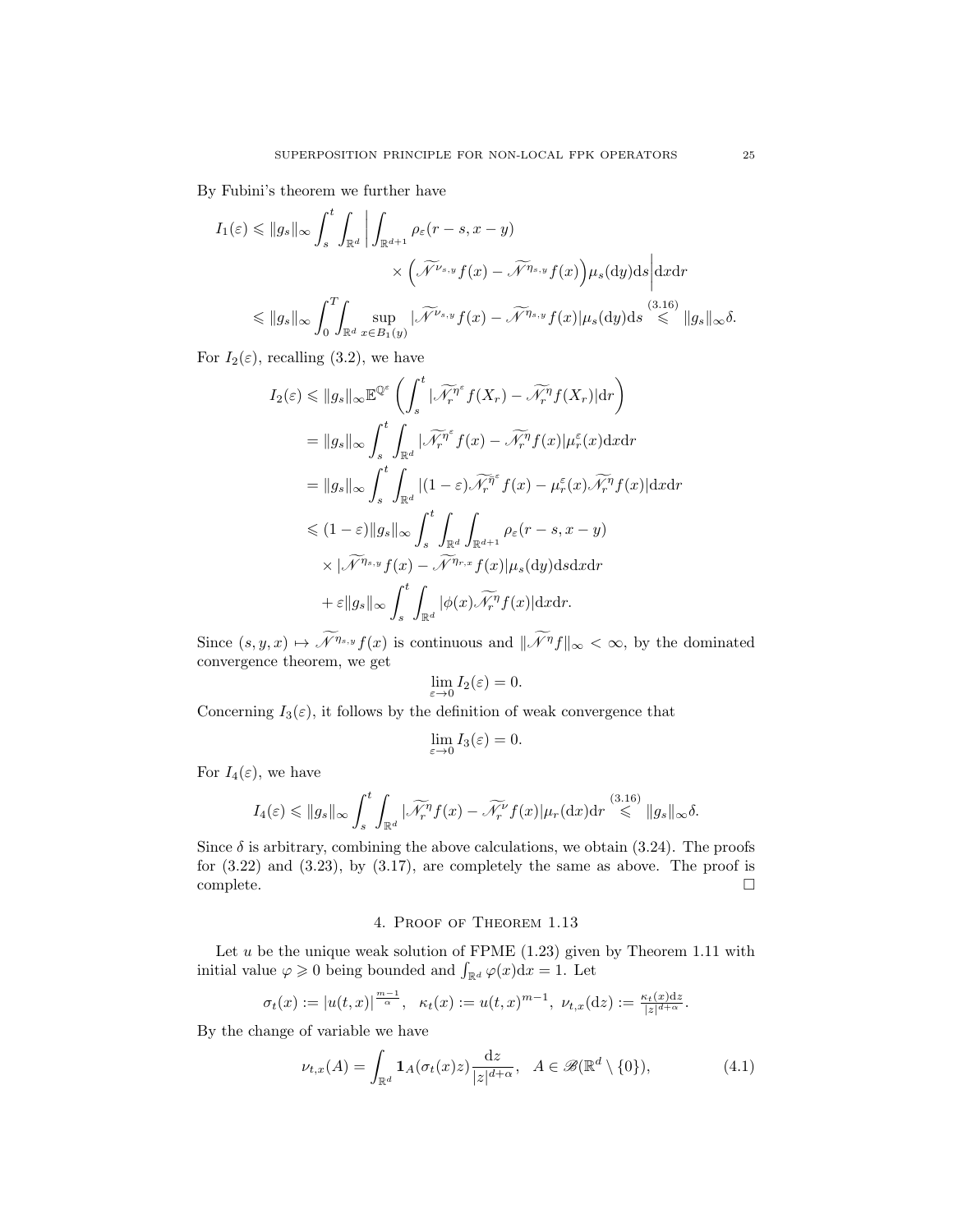By Fubini's theorem we further have

$$
\begin{aligned}
I_1(\varepsilon) \leqslant \|g_s\|_\infty \int_s^t \int_{\mathbb{R}^d} \bigg| \int_{\mathbb{R}^{d+1}} & \rho_\varepsilon(r-s, x-y) \\
& \times \Big( \widetilde{\mathscr{N}}^{\nu_{s,y}} f(x) - \widetilde{\mathscr{N}}^{\eta_{s,y}} f(x) \Big) \mu_s(\mathrm{d}y) \mathrm{d}s \bigg| \mathrm{d}x \mathrm{d}r \\
\leqslant \|g_s\|_\infty \int_0^T \int_{\mathbb{R}^d} & \sup_{x \in B_1(y)} |\widetilde{\mathscr{N}}^{\nu_{s,y}} f(x) - \widetilde{\mathscr{N}}^{\eta_{s,y}} f(x)| \mu_s(\mathrm{d}y) \mathrm{d}s \overset{(3.16)}{\leqslant} \|g_s\|_\infty \delta.
\end{aligned}
$$

For $I_2(\varepsilon)$, recalling (3.2), we have

$$
\begin{aligned}
I_2(\varepsilon) &\leqslant \|g_s\|_\infty \mathbb{E}^{\mathbb{Q}^\varepsilon} \left( \int_s^t |\widetilde{\mathscr{N}_r^{\eta^\varepsilon}} f(X_r) - \widetilde{\mathscr{N}_r^{\eta}} f(X_r)| \mathrm{d}r \right) \\
&= \|g_s\|_\infty \int_s^t \int_{\mathbb{R}^d} |\widetilde{\mathscr{N}_r^{\eta^\varepsilon}} f(x) - \widetilde{\mathscr{N}_r^{\eta}} f(x)| \mu_r^\varepsilon(x) \mathrm{d}x \mathrm{d}r \\
&= \|g_s\|_\infty \int_s^t \int_{\mathbb{R}^d} |(1-\varepsilon) \widetilde{\mathscr{N}_r^{\bar{\eta}^\varepsilon}} f(x) - \mu_r^\varepsilon(x) \widetilde{\mathscr{N}_r^{\eta}} f(x)| \mathrm{d}x \mathrm{d}r \\
&\leqslant (1-\varepsilon) \|g_s\|_\infty \int_s^t \int_{\mathbb{R}^d} \int_{\mathbb{R}^{d+1}} \rho_\varepsilon(r-s, x-y) \\
&\quad \times |\widetilde{\mathscr{N}}^{\eta_{s,y}} f(x) - \widetilde{\mathscr{N}}^{\eta_{r,x}} f(x)| \mu_s(\mathrm{d}y) \mathrm{d}s \mathrm{d}x \mathrm{d}r \\
&\quad + \varepsilon \|g_s\|_\infty \int_s^t \int_{\mathbb{R}^d} |\phi(x) \widetilde{\mathscr{N}_r^{\eta}} f(x)| \mathrm{d}x \mathrm{d}r.
\end{aligned}
$$

Since $(s, y, x) \mapsto \widetilde{\mathscr{N}}^{\eta_{s,y}} f(x)$ is continuous and $\|\widetilde{\mathscr{N}}^{\eta} f\|_\infty < \infty$, by the dominated convergence theorem, we get

$$
\lim_{\varepsilon \to 0} I_2(\varepsilon) = 0.
$$

Concerning $I_3(\varepsilon)$, it follows by the definition of weak convergence that

$$
\lim_{\varepsilon \to 0} I_3(\varepsilon) = 0.
$$

For $I_4(\varepsilon)$, we have

$$
I_4(\varepsilon) \leqslant \|g_s\|_\infty \int_s^t \int_{\mathbb{R}^d} |\widetilde{\mathscr{N}_r^{\eta}} f(x) - \widetilde{\mathscr{N}_r^{\nu}} f(x)| \mu_r(\mathrm{d}x) \mathrm{d}r \overset{(3.16)}{\leqslant} \|g_s\|_\infty \delta.
$$

Since $\delta$ is arbitrary, combining the above calculations, we obtain (3.24). The proofs for (3.22) and (3.23), by (3.17), are completely the same as above. The proof is complete. $\square$

## 4. Proof of Theorem 1.13

Let $u$ be the unique weak solution of FPME (1.23) given by Theorem 1.11 with initial value $\varphi \geqslant 0$ being bounded and $\int_{\mathbb{R}^d} \varphi(x) \mathrm{d}x = 1$. Let

$$
\sigma_t(x) := |u(t,x)|^{\frac{m-1}{\alpha}}, \quad \kappa_t(x) := u(t,x)^{m-1}, \ \nu_{t,x}(\mathrm{d}z) := \tfrac{\kappa_t(x) \mathrm{d}z}{|z|^{d+\alpha}}.
$$

By the change of variable we have

$$
\nu_{t,x}(A) = \int_{\mathbb{R}^d} \mathbf{1}_A(\sigma_t(x) z) \frac{\mathrm{d}z}{|z|^{d+\alpha}}, \quad A \in \mathscr{B}(\mathbb{R}^d \setminus \{0\}), \tag{4.1}
$$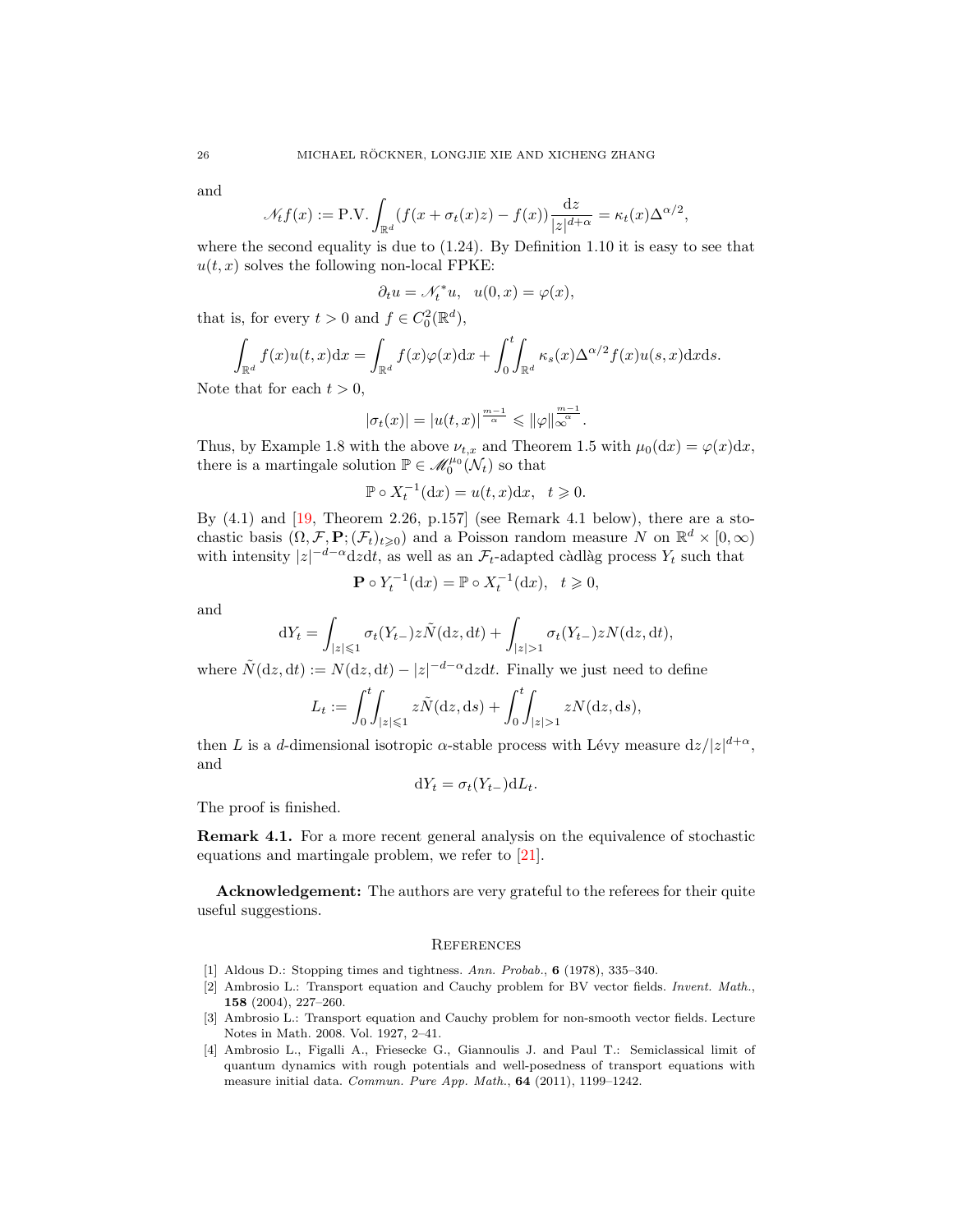and

$$\mathscr{N}_t f(x) := \text{P.V.} \int_{\mathbb{R}^d} (f(x + \sigma_t(x) z) - f(x)) \frac{\mathrm{d}z}{|z|^{d+\alpha}} = \kappa_t(x) \Delta^{\alpha/2},$$

where the second equality is due to (1.24). By Definition 1.10 it is easy to see that $u(t, x)$ solves the following non-local FPKE:

$$\partial_t u = \mathscr{N}_t^* u, \quad u(0, x) = \varphi(x),$$

that is, for every $t > 0$ and $f \in C_0^2(\mathbb{R}^d)$,

$$\int_{\mathbb{R}^d} f(x) u(t, x) \mathrm{d}x = \int_{\mathbb{R}^d} f(x) \varphi(x) \mathrm{d}x + \int_0^t \int_{\mathbb{R}^d} \kappa_s(x) \Delta^{\alpha/2} f(x) u(s, x) \mathrm{d}x \mathrm{d}s.$$

Note that for each $t > 0$,

$$|\sigma_t(x)| = |u(t, x)|^{\frac{m-1}{\alpha}} \leqslant \|\varphi\|_\infty^{\frac{m-1}{\alpha}}.$$

Thus, by Example 1.8 with the above $\nu_{t,x}$ and Theorem 1.5 with $\mu_0(\mathrm{d}x) = \varphi(x)\mathrm{d}x$, there is a martingale solution $\mathbb{P} \in \mathscr{M}_0^{\mu_0}(\mathscr{N}_t)$ so that

$$\mathbb{P} \circ X_t^{-1}(\mathrm{d}x) = u(t, x)\mathrm{d}x, \quad t \geqslant 0.$$

By (4.1) and [19, Theorem 2.26, p.157] (see Remark 4.1 below), there are a stochastic basis $(\Omega, \mathcal{F}, \mathbf{P}; (\mathcal{F}_t)_{t \geqslant 0})$ and a Poisson random measure $N$ on $\mathbb{R}^d \times [0, \infty)$ with intensity $|z|^{-d-\alpha}\mathrm{d}z\mathrm{d}t$, as well as an $\mathcal{F}_t$-adapted càdlàg process $Y_t$ such that

$$\mathbf{P} \circ Y_t^{-1}(\mathrm{d}x) = \mathbb{P} \circ X_t^{-1}(\mathrm{d}x), \quad t \geqslant 0,$$

and

$$\mathrm{d}Y_t = \int_{|z| \leqslant 1} \sigma_t(Y_{t-}) z \tilde{N}(\mathrm{d}z, \mathrm{d}t) + \int_{|z| > 1} \sigma_t(Y_{t-}) z N(\mathrm{d}z, \mathrm{d}t),$$

where $\tilde{N}(\mathrm{d}z, \mathrm{d}t) := N(\mathrm{d}z, \mathrm{d}t) - |z|^{-d-\alpha}\mathrm{d}z\mathrm{d}t$. Finally we just need to define

$$L_t := \int_0^t \int_{|z| \leqslant 1} z \tilde{N}(\mathrm{d}z, \mathrm{d}s) + \int_0^t \int_{|z| > 1} z N(\mathrm{d}z, \mathrm{d}s),$$

then $L$ is a $d$-dimensional isotropic $\alpha$-stable process with Lévy measure $\mathrm{d}z/|z|^{d+\alpha}$, and

$$\mathrm{d}Y_t = \sigma_t(Y_{t-})\mathrm{d}L_t.$$

The proof is finished.

**Remark 4.1.** For a more recent general analysis on the equivalence of stochastic equations and martingale problem, we refer to [21].

**Acknowledgement:** The authors are very grateful to the referees for their quite useful suggestions.

## References

[1] Aldous D.: Stopping times and tightness. *Ann. Probab.*, **6** (1978), 335–340.

[2] Ambrosio L.: Transport equation and Cauchy problem for BV vector fields. *Invent. Math.*, **158** (2004), 227–260.

[3] Ambrosio L.: Transport equation and Cauchy problem for non-smooth vector fields. Lecture Notes in Math. 2008. Vol. 1927, 2–41.

[4] Ambrosio L., Figalli A., Friesecke G., Giannoulis J. and Paul T.: Semiclassical limit of quantum dynamics with rough potentials and well-posedness of transport equations with measure initial data. *Commun. Pure App. Math.*, **64** (2011), 1199–1242.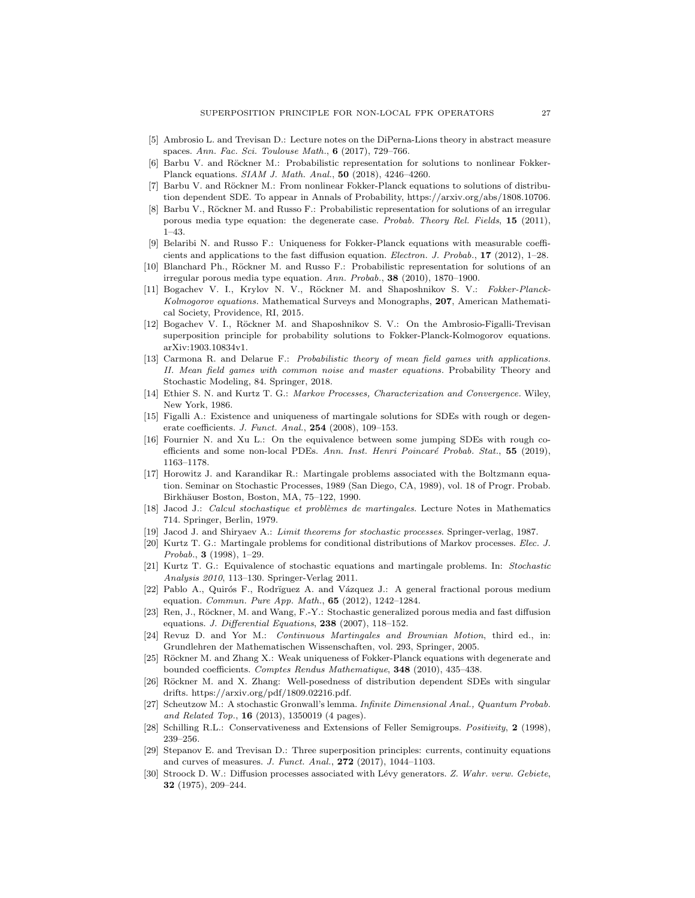[5] Ambrosio L. and Trevisan D.: Lecture notes on the DiPerna-Lions theory in abstract measure spaces. *Ann. Fac. Sci. Toulouse Math.*, **6** (2017), 729–766.

[6] Barbu V. and Röckner M.: Probabilistic representation for solutions to nonlinear Fokker-Planck equations. *SIAM J. Math. Anal.*, **50** (2018), 4246–4260.

[7] Barbu V. and Röckner M.: From nonlinear Fokker-Planck equations to solutions of distribution dependent SDE. To appear in Annals of Probability, https://arxiv.org/abs/1808.10706.

[8] Barbu V., Röckner M. and Russo F.: Probabilistic representation for solutions of an irregular porous media type equation: the degenerate case. *Probab. Theory Rel. Fields*, **15** (2011), 1–43.

[9] Belaribi N. and Russo F.: Uniqueness for Fokker-Planck equations with measurable coefficients and applications to the fast diffusion equation. *Electron. J. Probab.*, **17** (2012), 1–28.

[10] Blanchard Ph., Röckner M. and Russo F.: Probabilistic representation for solutions of an irregular porous media type equation. *Ann. Probab.*, **38** (2010), 1870–1900.

[11] Bogachev V. I., Krylov N. V., Röckner M. and Shaposhnikov S. V.: *Fokker-Planck-Kolmogorov equations.* Mathematical Surveys and Monographs, **207**, American Mathematical Society, Providence, RI, 2015.

[12] Bogachev V. I., Röckner M. and Shaposhnikov S. V.: On the Ambrosio-Figalli-Trevisan superposition principle for probability solutions to Fokker-Planck-Kolmogorov equations. arXiv:1903.10834v1.

[13] Carmona R. and Delarue F.: *Probabilistic theory of mean field games with applications. II. Mean field games with common noise and master equations.* Probability Theory and Stochastic Modeling, 84. Springer, 2018.

[14] Ethier S. N. and Kurtz T. G.: *Markov Processes, Characterization and Convergence.* Wiley, New York, 1986.

[15] Figalli A.: Existence and uniqueness of martingale solutions for SDEs with rough or degenerate coefficients. *J. Funct. Anal.*, **254** (2008), 109–153.

[16] Fournier N. and Xu L.: On the equivalence between some jumping SDEs with rough coefficients and some non-local PDEs. *Ann. Inst. Henri Poincaré Probab. Stat.*, **55** (2019), 1163–1178.

[17] Horowitz J. and Karandikar R.: Martingale problems associated with the Boltzmann equation. Seminar on Stochastic Processes, 1989 (San Diego, CA, 1989), vol. 18 of Progr. Probab. Birkhäuser Boston, Boston, MA, 75–122, 1990.

[18] Jacod J.: *Calcul stochastique et problèmes de martingales.* Lecture Notes in Mathematics 714. Springer, Berlin, 1979.

[19] Jacod J. and Shiryaev A.: *Limit theorems for stochastic processes.* Springer-verlag, 1987.

[20] Kurtz T. G.: Martingale problems for conditional distributions of Markov processes. *Elec. J. Probab.*, **3** (1998), 1–29.

[21] Kurtz T. G.: Equivalence of stochastic equations and martingale problems. In: *Stochastic Analysis 2010*, 113–130. Springer-Verlag 2011.

[22] Pablo A., Quirós F., Rodrïguez A. and Vázquez J.: A general fractional porous medium equation. *Commun. Pure App. Math.*, **65** (2012), 1242–1284.

[23] Ren, J., Röckner, M. and Wang, F.-Y.: Stochastic generalized porous media and fast diffusion equations. *J. Differential Equations*, **238** (2007), 118–152.

[24] Revuz D. and Yor M.: *Continuous Martingales and Brownian Motion*, third ed., in: Grundlehren der Mathematischen Wissenschaften, vol. 293, Springer, 2005.

[25] Röckner M. and Zhang X.: Weak uniqueness of Fokker-Planck equations with degenerate and bounded coefficients. *Comptes Rendus Mathematique*, **348** (2010), 435–438.

[26] Röckner M. and X. Zhang: Well-posedness of distribution dependent SDEs with singular drifts. https://arxiv.org/pdf/1809.02216.pdf.

[27] Scheutzow M.: A stochastic Gronwall's lemma. *Infinite Dimensional Anal., Quantum Probab. and Related Top.*, **16** (2013), 1350019 (4 pages).

[28] Schilling R.L.: Conservativeness and Extensions of Feller Semigroups. *Positivity*, **2** (1998), 239–256.

[29] Stepanov E. and Trevisan D.: Three superposition principles: currents, continuity equations and curves of measures. *J. Funct. Anal.*, **272** (2017), 1044–1103.

[30] Stroock D. W.: Diffusion processes associated with Lévy generators. *Z. Wahr. verw. Gebiete*, **32** (1975), 209–244.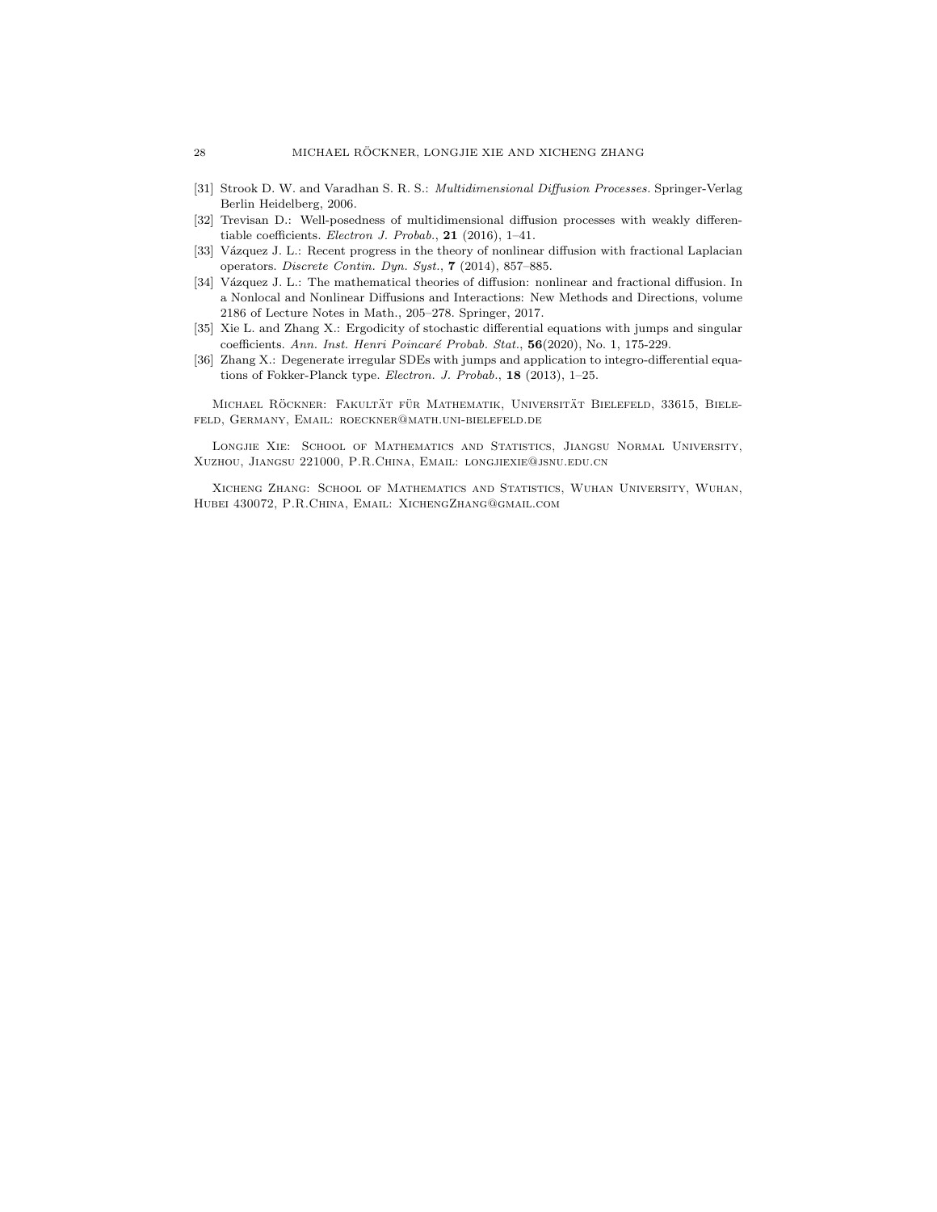[31] Strook D. W. and Varadhan S. R. S.: *Multidimensional Diffusion Processes.* Springer-Verlag Berlin Heidelberg, 2006.

[32] Trevisan D.: Well-posedness of multidimensional diffusion processes with weakly differentiable coefficients. *Electron J. Probab.*, **21** (2016), 1–41.

[33] Vázquez J. L.: Recent progress in the theory of nonlinear diffusion with fractional Laplacian operators. *Discrete Contin. Dyn. Syst.*, **7** (2014), 857–885.

[34] Vázquez J. L.: The mathematical theories of diffusion: nonlinear and fractional diffusion. In a Nonlocal and Nonlinear Diffusions and Interactions: New Methods and Directions, volume 2186 of Lecture Notes in Math., 205–278. Springer, 2017.

[35] Xie L. and Zhang X.: Ergodicity of stochastic differential equations with jumps and singular coefficients. *Ann. Inst. Henri Poincaré Probab. Stat.*, **56**(2020), No. 1, 175-229.

[36] Zhang X.: Degenerate irregular SDEs with jumps and application to integro-differential equations of Fokker-Planck type. *Electron. J. Probab.*, **18** (2013), 1–25.

Michael Röckner: Fakultät für Mathematik, Universität Bielefeld, 33615, Bielefeld, Germany, Email: roeckner@math.uni-bielefeld.de

Longjie Xie: School of Mathematics and Statistics, Jiangsu Normal University, Xuzhou, Jiangsu 221000, P.R.China, Email: longjiexie@jsnu.edu.cn

Xicheng Zhang: School of Mathematics and Statistics, Wuhan University, Wuhan, Hubei 430072, P.R.China, Email: XichengZhang@gmail.com